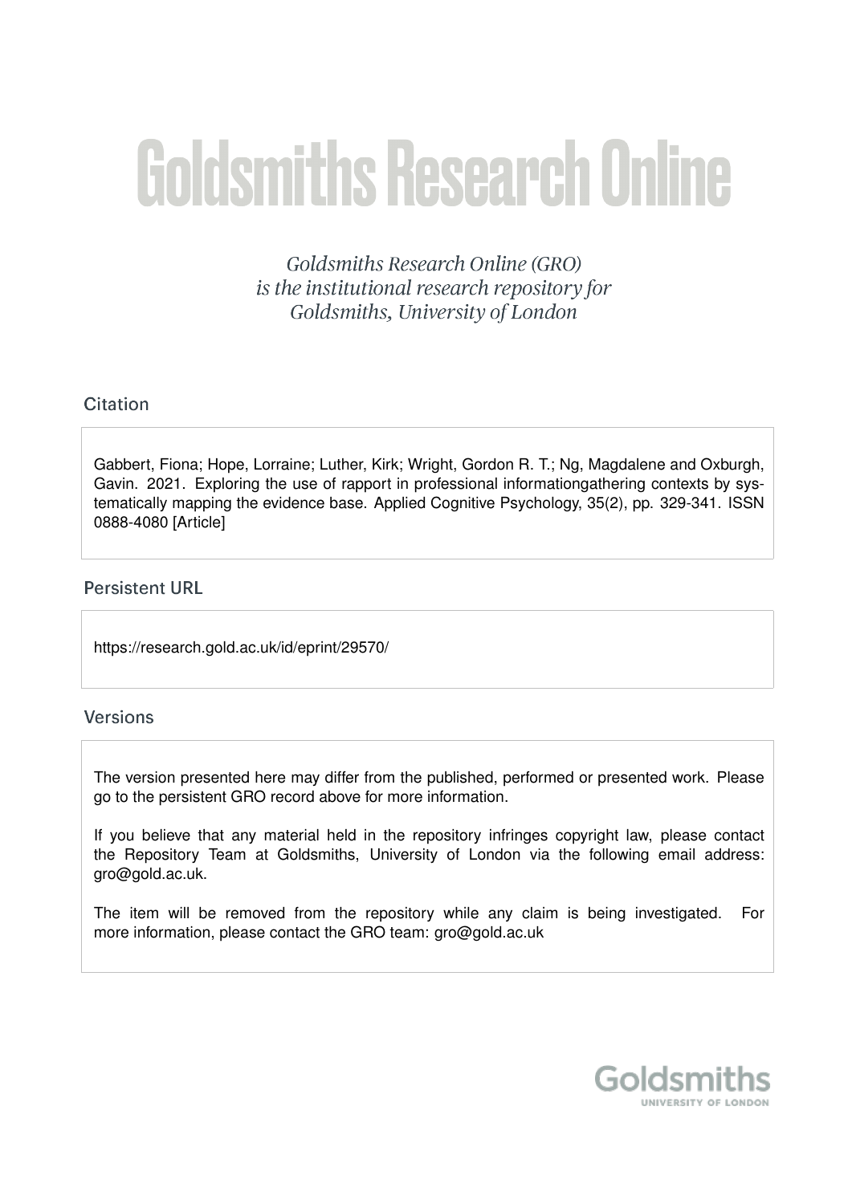# Goldsmiths Research Online

*Goldsmiths Research Online (GRO) is the institutional research repository for Goldsmiths, University of London*

## Citation

Gabbert, Fiona; Hope, Lorraine; Luther, Kirk; Wright, Gordon R. T.; Ng, Magdalene and Oxburgh, Gavin. 2021. Exploring the use of rapport in professional informationgathering contexts by systematically mapping the evidence base. Applied Cognitive Psychology, 35(2), pp. 329-341. ISSN 0888-4080 [Article]

## Persistent URL

https://research.gold.ac.uk/id/eprint/29570/

## Versions

The version presented here may differ from the published, performed or presented work. Please go to the persistent GRO record above for more information.

If you believe that any material held in the repository infringes copyright law, please contact the Repository Team at Goldsmiths, University of London via the following email address: gro@gold.ac.uk.

The item will be removed from the repository while any claim is being investigated. For more information, please contact the GRO team: gro@gold.ac.uk

Goldsmiths
UNIVERSITY OF LONDON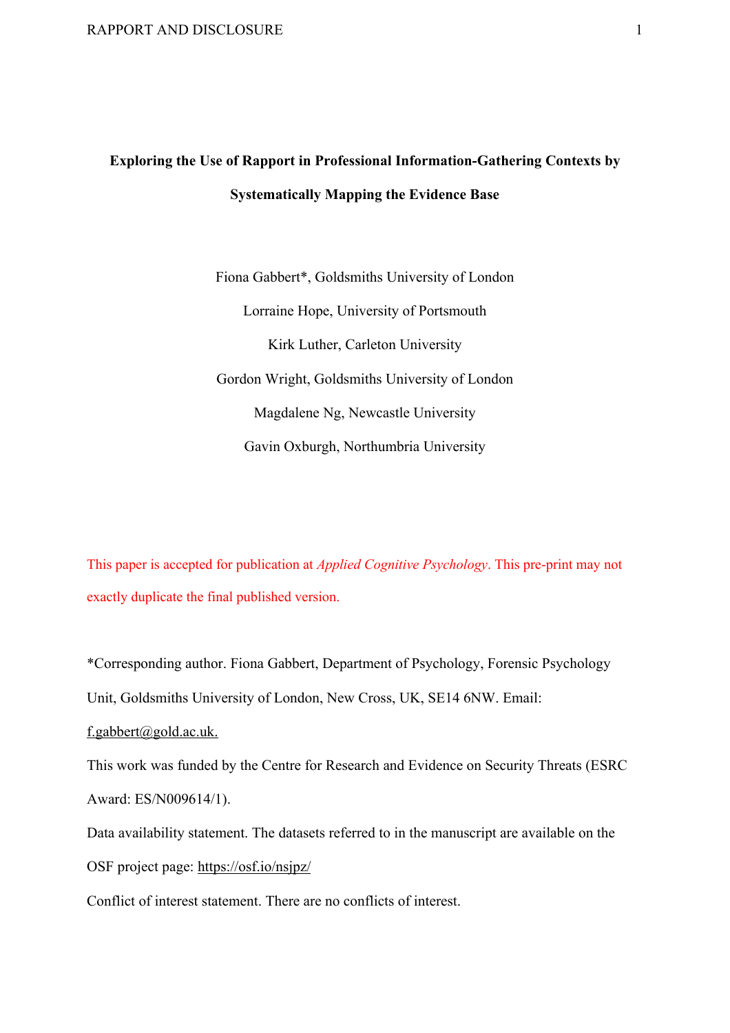**Exploring the Use of Rapport in Professional Information-Gathering Contexts by Systematically Mapping the Evidence Base**

Fiona Gabbert*, Goldsmiths University of London

Lorraine Hope, University of Portsmouth

Kirk Luther, Carleton University

Gordon Wright, Goldsmiths University of London

Magdalene Ng, Newcastle University

Gavin Oxburgh, Northumbria University

This paper is accepted for publication at *Applied Cognitive Psychology*. This pre-print may not exactly duplicate the final published version.

*Corresponding author. Fiona Gabbert, Department of Psychology, Forensic Psychology Unit, Goldsmiths University of London, New Cross, UK, SE14 6NW. Email: f.gabbert@gold.ac.uk.

This work was funded by the Centre for Research and Evidence on Security Threats (ESRC Award: ES/N009614/1).

Data availability statement. The datasets referred to in the manuscript are available on the OSF project page: https://osf.io/nsjpz/

Conflict of interest statement. There are no conflicts of interest.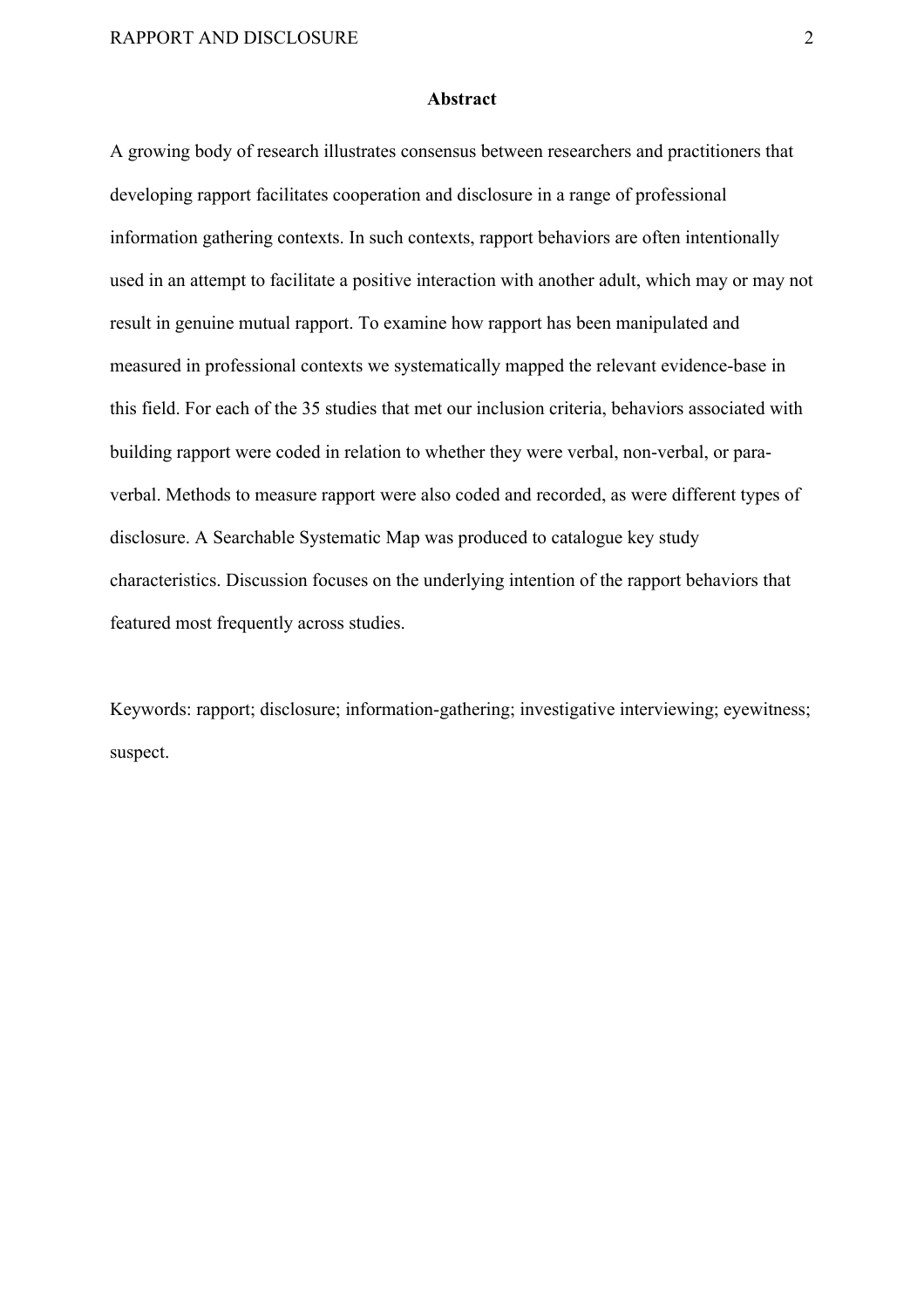## Abstract

A growing body of research illustrates consensus between researchers and practitioners that developing rapport facilitates cooperation and disclosure in a range of professional information gathering contexts. In such contexts, rapport behaviors are often intentionally used in an attempt to facilitate a positive interaction with another adult, which may or may not result in genuine mutual rapport. To examine how rapport has been manipulated and measured in professional contexts we systematically mapped the relevant evidence-base in this field. For each of the 35 studies that met our inclusion criteria, behaviors associated with building rapport were coded in relation to whether they were verbal, non-verbal, or para-verbal. Methods to measure rapport were also coded and recorded, as were different types of disclosure. A Searchable Systematic Map was produced to catalogue key study characteristics. Discussion focuses on the underlying intention of the rapport behaviors that featured most frequently across studies.

Keywords: rapport; disclosure; information-gathering; investigative interviewing; eyewitness; suspect.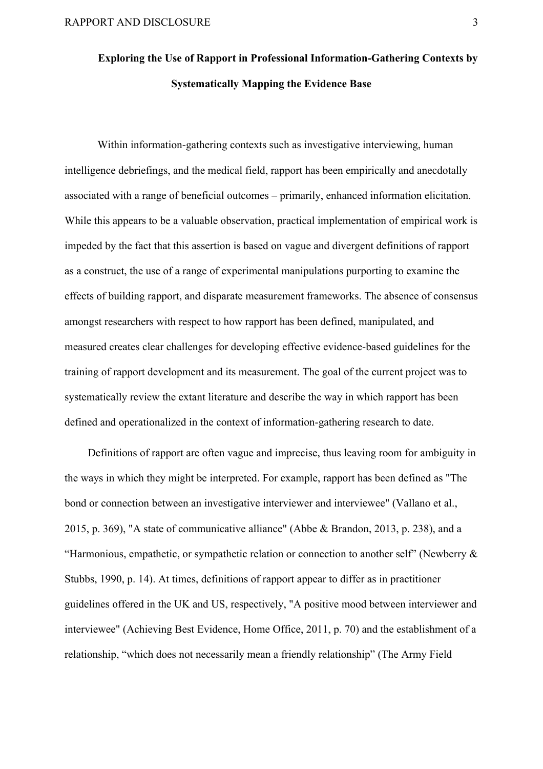# Exploring the Use of Rapport in Professional Information-Gathering Contexts by Systematically Mapping the Evidence Base

Within information-gathering contexts such as investigative interviewing, human intelligence debriefings, and the medical field, rapport has been empirically and anecdotally associated with a range of beneficial outcomes – primarily, enhanced information elicitation. While this appears to be a valuable observation, practical implementation of empirical work is impeded by the fact that this assertion is based on vague and divergent definitions of rapport as a construct, the use of a range of experimental manipulations purporting to examine the effects of building rapport, and disparate measurement frameworks. The absence of consensus amongst researchers with respect to how rapport has been defined, manipulated, and measured creates clear challenges for developing effective evidence-based guidelines for the training of rapport development and its measurement. The goal of the current project was to systematically review the extant literature and describe the way in which rapport has been defined and operationalized in the context of information-gathering research to date.

Definitions of rapport are often vague and imprecise, thus leaving room for ambiguity in the ways in which they might be interpreted. For example, rapport has been defined as "The bond or connection between an investigative interviewer and interviewee" (Vallano et al., 2015, p. 369), "A state of communicative alliance" (Abbe & Brandon, 2013, p. 238), and a "Harmonious, empathetic, or sympathetic relation or connection to another self" (Newberry & Stubbs, 1990, p. 14). At times, definitions of rapport appear to differ as in practitioner guidelines offered in the UK and US, respectively, "A positive mood between interviewer and interviewee" (Achieving Best Evidence, Home Office, 2011, p. 70) and the establishment of a relationship, "which does not necessarily mean a friendly relationship" (The Army Field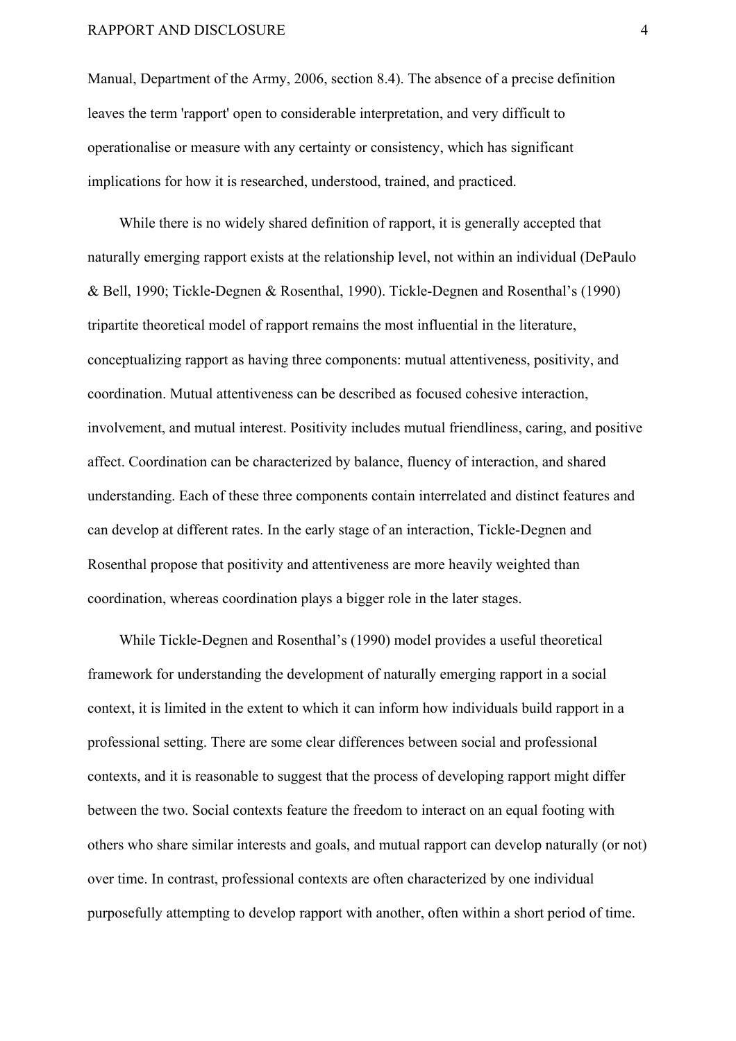Manual, Department of the Army, 2006, section 8.4). The absence of a precise definition leaves the term 'rapport' open to considerable interpretation, and very difficult to operationalise or measure with any certainty or consistency, which has significant implications for how it is researched, understood, trained, and practiced.

While there is no widely shared definition of rapport, it is generally accepted that naturally emerging rapport exists at the relationship level, not within an individual (DePaulo & Bell, 1990; Tickle-Degnen & Rosenthal, 1990). Tickle-Degnen and Rosenthal's (1990) tripartite theoretical model of rapport remains the most influential in the literature, conceptualizing rapport as having three components: mutual attentiveness, positivity, and coordination. Mutual attentiveness can be described as focused cohesive interaction, involvement, and mutual interest. Positivity includes mutual friendliness, caring, and positive affect. Coordination can be characterized by balance, fluency of interaction, and shared understanding. Each of these three components contain interrelated and distinct features and can develop at different rates. In the early stage of an interaction, Tickle-Degnen and Rosenthal propose that positivity and attentiveness are more heavily weighted than coordination, whereas coordination plays a bigger role in the later stages.

While Tickle-Degnen and Rosenthal's (1990) model provides a useful theoretical framework for understanding the development of naturally emerging rapport in a social context, it is limited in the extent to which it can inform how individuals build rapport in a professional setting. There are some clear differences between social and professional contexts, and it is reasonable to suggest that the process of developing rapport might differ between the two. Social contexts feature the freedom to interact on an equal footing with others who share similar interests and goals, and mutual rapport can develop naturally (or not) over time. In contrast, professional contexts are often characterized by one individual purposefully attempting to develop rapport with another, often within a short period of time.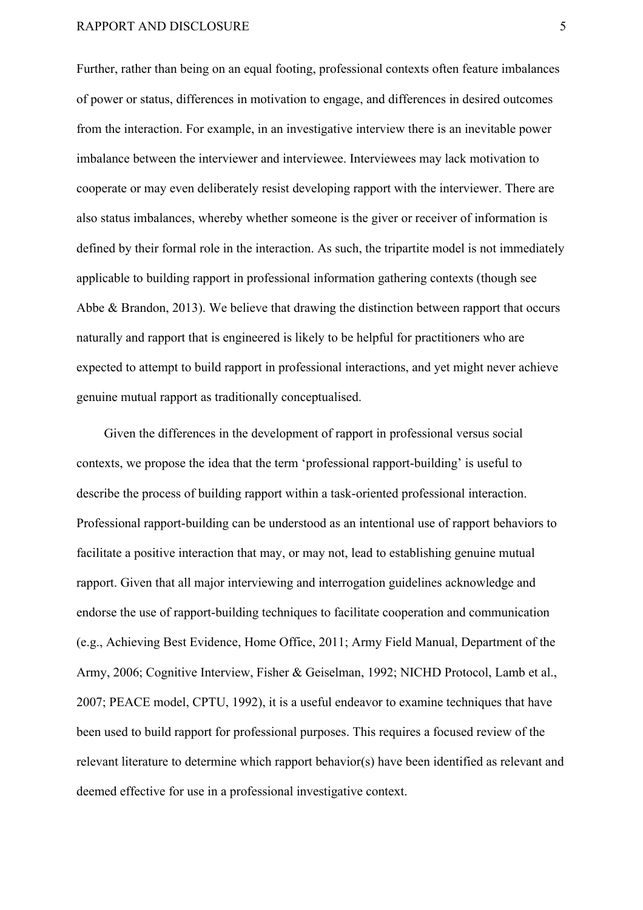Further, rather than being on an equal footing, professional contexts often feature imbalances of power or status, differences in motivation to engage, and differences in desired outcomes from the interaction. For example, in an investigative interview there is an inevitable power imbalance between the interviewer and interviewee. Interviewees may lack motivation to cooperate or may even deliberately resist developing rapport with the interviewer. There are also status imbalances, whereby whether someone is the giver or receiver of information is defined by their formal role in the interaction. As such, the tripartite model is not immediately applicable to building rapport in professional information gathering contexts (though see Abbe & Brandon, 2013). We believe that drawing the distinction between rapport that occurs naturally and rapport that is engineered is likely to be helpful for practitioners who are expected to attempt to build rapport in professional interactions, and yet might never achieve genuine mutual rapport as traditionally conceptualised.

Given the differences in the development of rapport in professional versus social contexts, we propose the idea that the term 'professional rapport-building' is useful to describe the process of building rapport within a task-oriented professional interaction. Professional rapport-building can be understood as an intentional use of rapport behaviors to facilitate a positive interaction that may, or may not, lead to establishing genuine mutual rapport. Given that all major interviewing and interrogation guidelines acknowledge and endorse the use of rapport-building techniques to facilitate cooperation and communication (e.g., Achieving Best Evidence, Home Office, 2011; Army Field Manual, Department of the Army, 2006; Cognitive Interview, Fisher & Geiselman, 1992; NICHD Protocol, Lamb et al., 2007; PEACE model, CPTU, 1992), it is a useful endeavor to examine techniques that have been used to build rapport for professional purposes. This requires a focused review of the relevant literature to determine which rapport behavior(s) have been identified as relevant and deemed effective for use in a professional investigative context.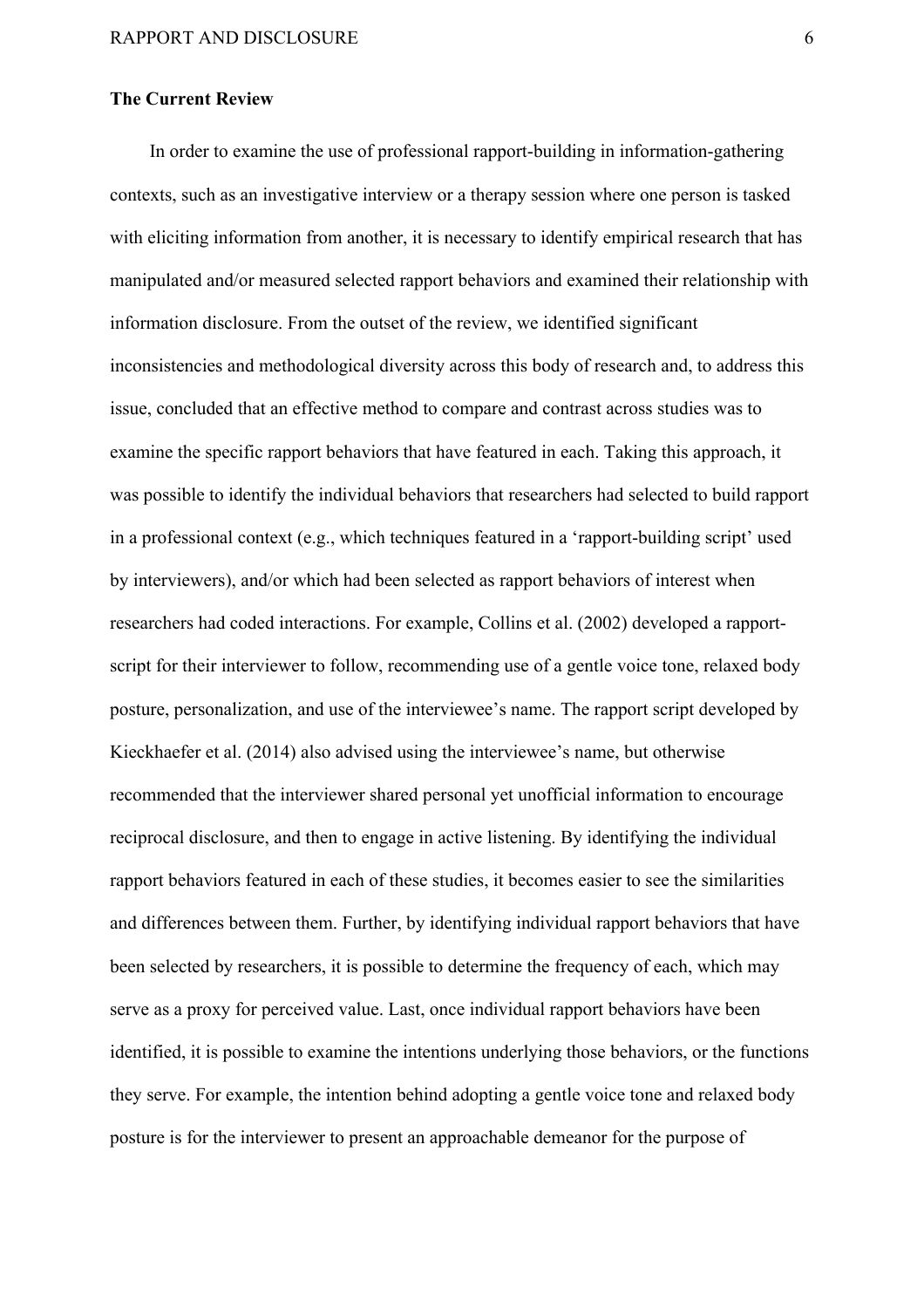**The Current Review**

In order to examine the use of professional rapport-building in information-gathering contexts, such as an investigative interview or a therapy session where one person is tasked with eliciting information from another, it is necessary to identify empirical research that has manipulated and/or measured selected rapport behaviors and examined their relationship with information disclosure. From the outset of the review, we identified significant inconsistencies and methodological diversity across this body of research and, to address this issue, concluded that an effective method to compare and contrast across studies was to examine the specific rapport behaviors that have featured in each. Taking this approach, it was possible to identify the individual behaviors that researchers had selected to build rapport in a professional context (e.g., which techniques featured in a 'rapport-building script' used by interviewers), and/or which had been selected as rapport behaviors of interest when researchers had coded interactions. For example, Collins et al. (2002) developed a rapport-script for their interviewer to follow, recommending use of a gentle voice tone, relaxed body posture, personalization, and use of the interviewee's name. The rapport script developed by Kieckhaefer et al. (2014) also advised using the interviewee's name, but otherwise recommended that the interviewer shared personal yet unofficial information to encourage reciprocal disclosure, and then to engage in active listening. By identifying the individual rapport behaviors featured in each of these studies, it becomes easier to see the similarities and differences between them. Further, by identifying individual rapport behaviors that have been selected by researchers, it is possible to determine the frequency of each, which may serve as a proxy for perceived value. Last, once individual rapport behaviors have been identified, it is possible to examine the intentions underlying those behaviors, or the functions they serve. For example, the intention behind adopting a gentle voice tone and relaxed body posture is for the interviewer to present an approachable demeanor for the purpose of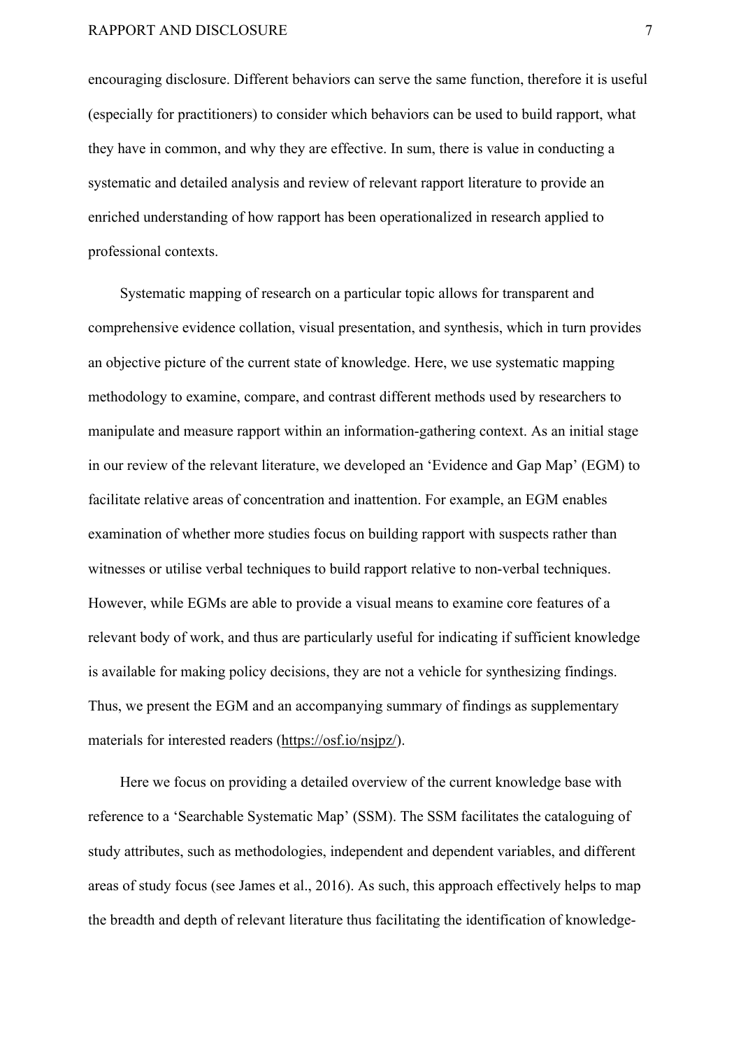encouraging disclosure. Different behaviors can serve the same function, therefore it is useful (especially for practitioners) to consider which behaviors can be used to build rapport, what they have in common, and why they are effective. In sum, there is value in conducting a systematic and detailed analysis and review of relevant rapport literature to provide an enriched understanding of how rapport has been operationalized in research applied to professional contexts.

Systematic mapping of research on a particular topic allows for transparent and comprehensive evidence collation, visual presentation, and synthesis, which in turn provides an objective picture of the current state of knowledge. Here, we use systematic mapping methodology to examine, compare, and contrast different methods used by researchers to manipulate and measure rapport within an information-gathering context. As an initial stage in our review of the relevant literature, we developed an 'Evidence and Gap Map' (EGM) to facilitate relative areas of concentration and inattention. For example, an EGM enables examination of whether more studies focus on building rapport with suspects rather than witnesses or utilise verbal techniques to build rapport relative to non-verbal techniques. However, while EGMs are able to provide a visual means to examine core features of a relevant body of work, and thus are particularly useful for indicating if sufficient knowledge is available for making policy decisions, they are not a vehicle for synthesizing findings. Thus, we present the EGM and an accompanying summary of findings as supplementary materials for interested readers (https://osf.io/nsjpz/).

Here we focus on providing a detailed overview of the current knowledge base with reference to a 'Searchable Systematic Map' (SSM). The SSM facilitates the cataloguing of study attributes, such as methodologies, independent and dependent variables, and different areas of study focus (see James et al., 2016). As such, this approach effectively helps to map the breadth and depth of relevant literature thus facilitating the identification of knowledge-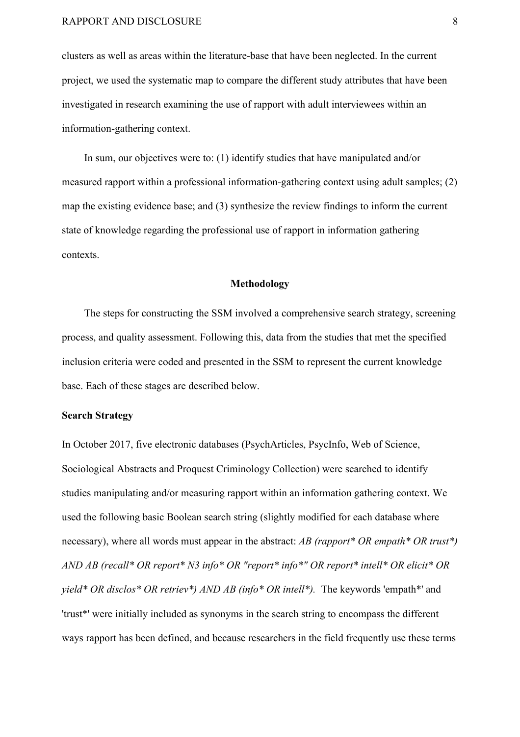clusters as well as areas within the literature-base that have been neglected. In the current project, we used the systematic map to compare the different study attributes that have been investigated in research examining the use of rapport with adult interviewees within an information-gathering context.

In sum, our objectives were to: (1) identify studies that have manipulated and/or measured rapport within a professional information-gathering context using adult samples; (2) map the existing evidence base; and (3) synthesize the review findings to inform the current state of knowledge regarding the professional use of rapport in information gathering contexts.

## Methodology

The steps for constructing the SSM involved a comprehensive search strategy, screening process, and quality assessment. Following this, data from the studies that met the specified inclusion criteria were coded and presented in the SSM to represent the current knowledge base. Each of these stages are described below.

### Search Strategy

In October 2017, five electronic databases (PsychArticles, PsycInfo, Web of Science, Sociological Abstracts and Proquest Criminology Collection) were searched to identify studies manipulating and/or measuring rapport within an information gathering context. We used the following basic Boolean search string (slightly modified for each database where necessary), where all words must appear in the abstract: *AB (rapport* OR empath* OR trust*) AND AB (recall* OR report* N3 info* OR "report* info*" OR report* intell* OR elicit* OR yield* OR disclos* OR retriev*) AND AB (info* OR intell*).* The keywords 'empath*' and 'trust*' were initially included as synonyms in the search string to encompass the different ways rapport has been defined, and because researchers in the field frequently use these terms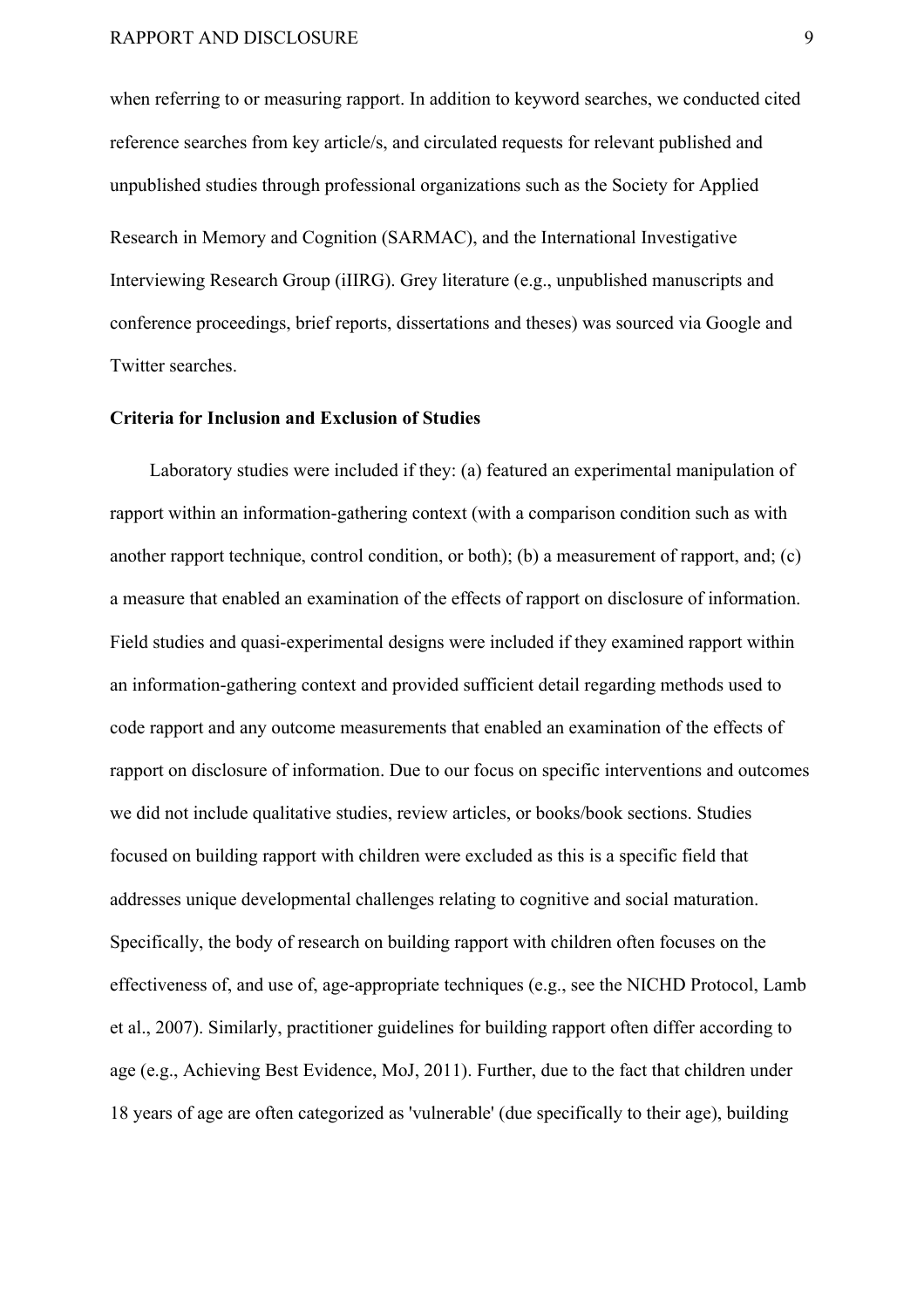when referring to or measuring rapport. In addition to keyword searches, we conducted cited reference searches from key article/s, and circulated requests for relevant published and unpublished studies through professional organizations such as the Society for Applied Research in Memory and Cognition (SARMAC), and the International Investigative Interviewing Research Group (iIIRG). Grey literature (e.g., unpublished manuscripts and conference proceedings, brief reports, dissertations and theses) was sourced via Google and Twitter searches.

**Criteria for Inclusion and Exclusion of Studies**

Laboratory studies were included if they: (a) featured an experimental manipulation of rapport within an information-gathering context (with a comparison condition such as with another rapport technique, control condition, or both); (b) a measurement of rapport, and; (c) a measure that enabled an examination of the effects of rapport on disclosure of information. Field studies and quasi-experimental designs were included if they examined rapport within an information-gathering context and provided sufficient detail regarding methods used to code rapport and any outcome measurements that enabled an examination of the effects of rapport on disclosure of information. Due to our focus on specific interventions and outcomes we did not include qualitative studies, review articles, or books/book sections. Studies focused on building rapport with children were excluded as this is a specific field that addresses unique developmental challenges relating to cognitive and social maturation. Specifically, the body of research on building rapport with children often focuses on the effectiveness of, and use of, age-appropriate techniques (e.g., see the NICHD Protocol, Lamb et al., 2007). Similarly, practitioner guidelines for building rapport often differ according to age (e.g., Achieving Best Evidence, MoJ, 2011). Further, due to the fact that children under 18 years of age are often categorized as 'vulnerable' (due specifically to their age), building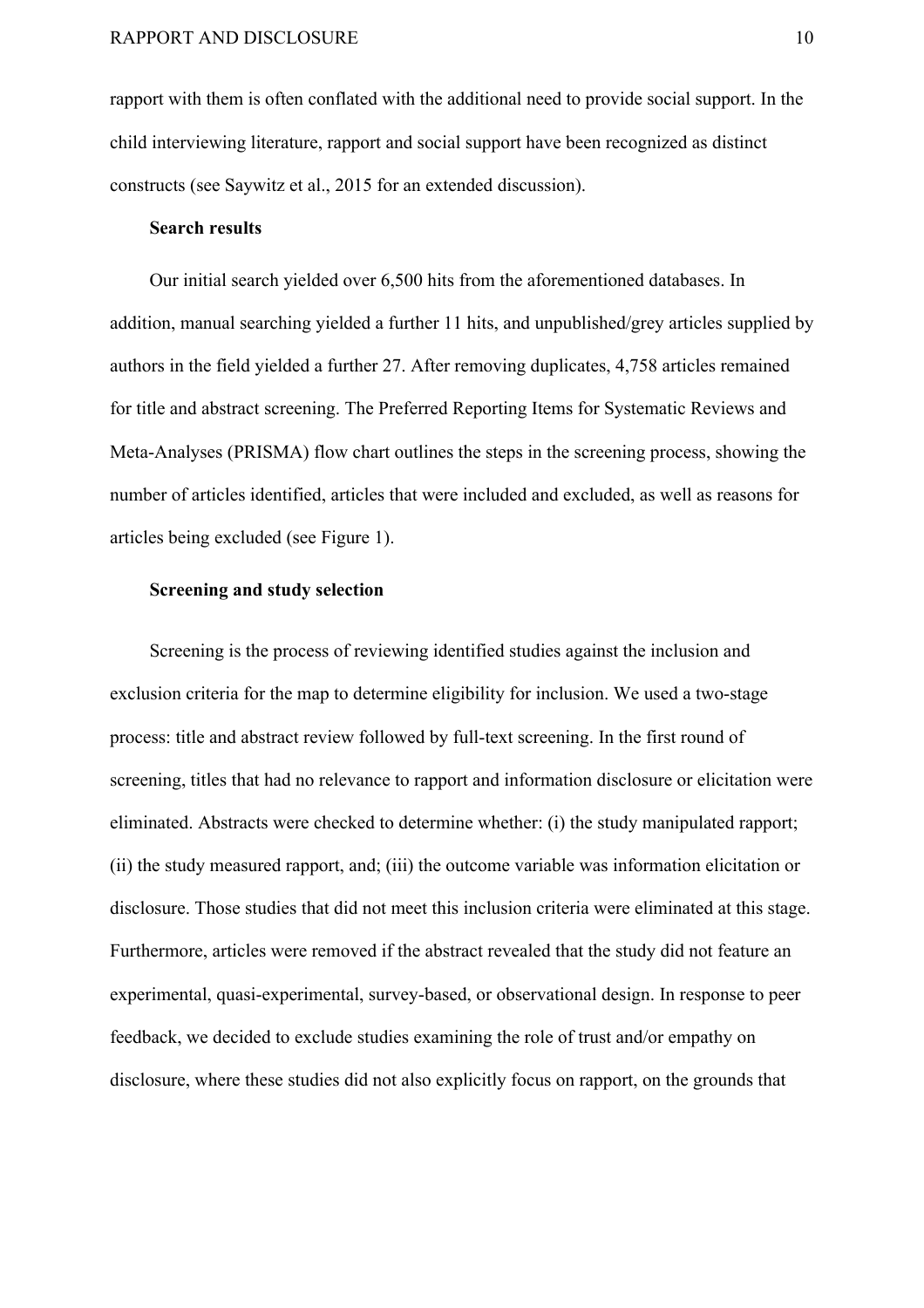rapport with them is often conflated with the additional need to provide social support. In the child interviewing literature, rapport and social support have been recognized as distinct constructs (see Saywitz et al., 2015 for an extended discussion).

### Search results

Our initial search yielded over 6,500 hits from the aforementioned databases. In addition, manual searching yielded a further 11 hits, and unpublished/grey articles supplied by authors in the field yielded a further 27. After removing duplicates, 4,758 articles remained for title and abstract screening. The Preferred Reporting Items for Systematic Reviews and Meta-Analyses (PRISMA) flow chart outlines the steps in the screening process, showing the number of articles identified, articles that were included and excluded, as well as reasons for articles being excluded (see Figure 1).

### Screening and study selection

Screening is the process of reviewing identified studies against the inclusion and exclusion criteria for the map to determine eligibility for inclusion. We used a two-stage process: title and abstract review followed by full-text screening. In the first round of screening, titles that had no relevance to rapport and information disclosure or elicitation were eliminated. Abstracts were checked to determine whether: (i) the study manipulated rapport; (ii) the study measured rapport, and; (iii) the outcome variable was information elicitation or disclosure. Those studies that did not meet this inclusion criteria were eliminated at this stage. Furthermore, articles were removed if the abstract revealed that the study did not feature an experimental, quasi-experimental, survey-based, or observational design. In response to peer feedback, we decided to exclude studies examining the role of trust and/or empathy on disclosure, where these studies did not also explicitly focus on rapport, on the grounds that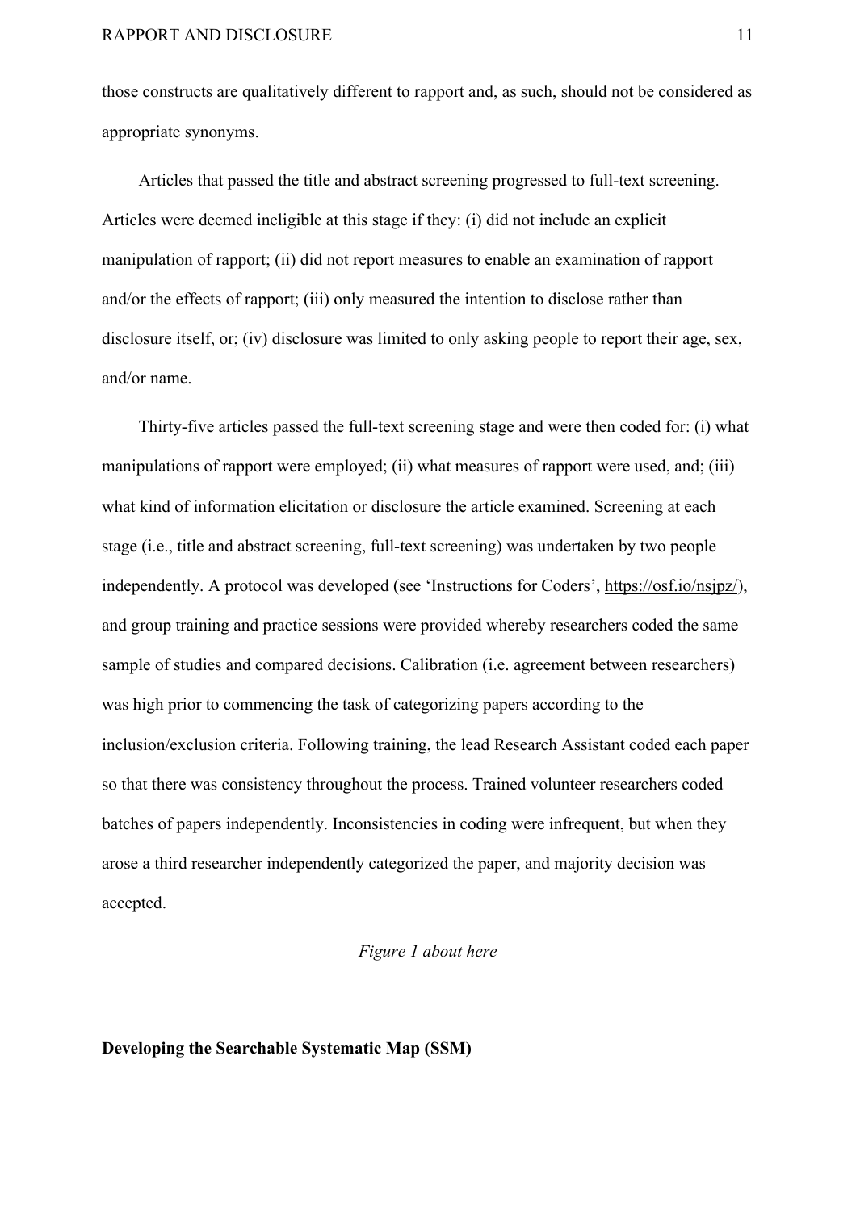those constructs are qualitatively different to rapport and, as such, should not be considered as appropriate synonyms.

Articles that passed the title and abstract screening progressed to full-text screening. Articles were deemed ineligible at this stage if they: (i) did not include an explicit manipulation of rapport; (ii) did not report measures to enable an examination of rapport and/or the effects of rapport; (iii) only measured the intention to disclose rather than disclosure itself, or; (iv) disclosure was limited to only asking people to report their age, sex, and/or name.

Thirty-five articles passed the full-text screening stage and were then coded for: (i) what manipulations of rapport were employed; (ii) what measures of rapport were used, and; (iii) what kind of information elicitation or disclosure the article examined. Screening at each stage (i.e., title and abstract screening, full-text screening) was undertaken by two people independently. A protocol was developed (see 'Instructions for Coders', https://osf.io/nsjpz/), and group training and practice sessions were provided whereby researchers coded the same sample of studies and compared decisions. Calibration (i.e. agreement between researchers) was high prior to commencing the task of categorizing papers according to the inclusion/exclusion criteria. Following training, the lead Research Assistant coded each paper so that there was consistency throughout the process. Trained volunteer researchers coded batches of papers independently. Inconsistencies in coding were infrequent, but when they arose a third researcher independently categorized the paper, and majority decision was accepted.

*Figure 1 about here*

**Developing the Searchable Systematic Map (SSM)**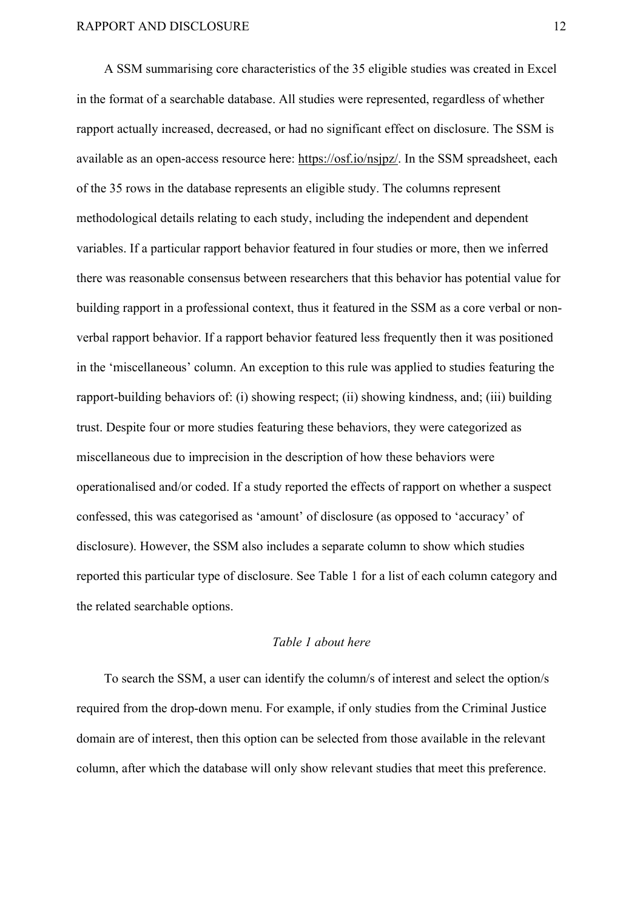A SSM summarising core characteristics of the 35 eligible studies was created in Excel in the format of a searchable database. All studies were represented, regardless of whether rapport actually increased, decreased, or had no significant effect on disclosure. The SSM is available as an open-access resource here: https://osf.io/nsjpz/. In the SSM spreadsheet, each of the 35 rows in the database represents an eligible study. The columns represent methodological details relating to each study, including the independent and dependent variables. If a particular rapport behavior featured in four studies or more, then we inferred there was reasonable consensus between researchers that this behavior has potential value for building rapport in a professional context, thus it featured in the SSM as a core verbal or non-verbal rapport behavior. If a rapport behavior featured less frequently then it was positioned in the 'miscellaneous' column. An exception to this rule was applied to studies featuring the rapport-building behaviors of: (i) showing respect; (ii) showing kindness, and; (iii) building trust. Despite four or more studies featuring these behaviors, they were categorized as miscellaneous due to imprecision in the description of how these behaviors were operationalised and/or coded. If a study reported the effects of rapport on whether a suspect confessed, this was categorised as 'amount' of disclosure (as opposed to 'accuracy' of disclosure). However, the SSM also includes a separate column to show which studies reported this particular type of disclosure. See Table 1 for a list of each column category and the related searchable options.

*Table 1 about here*

To search the SSM, a user can identify the column/s of interest and select the option/s required from the drop-down menu. For example, if only studies from the Criminal Justice domain are of interest, then this option can be selected from those available in the relevant column, after which the database will only show relevant studies that meet this preference.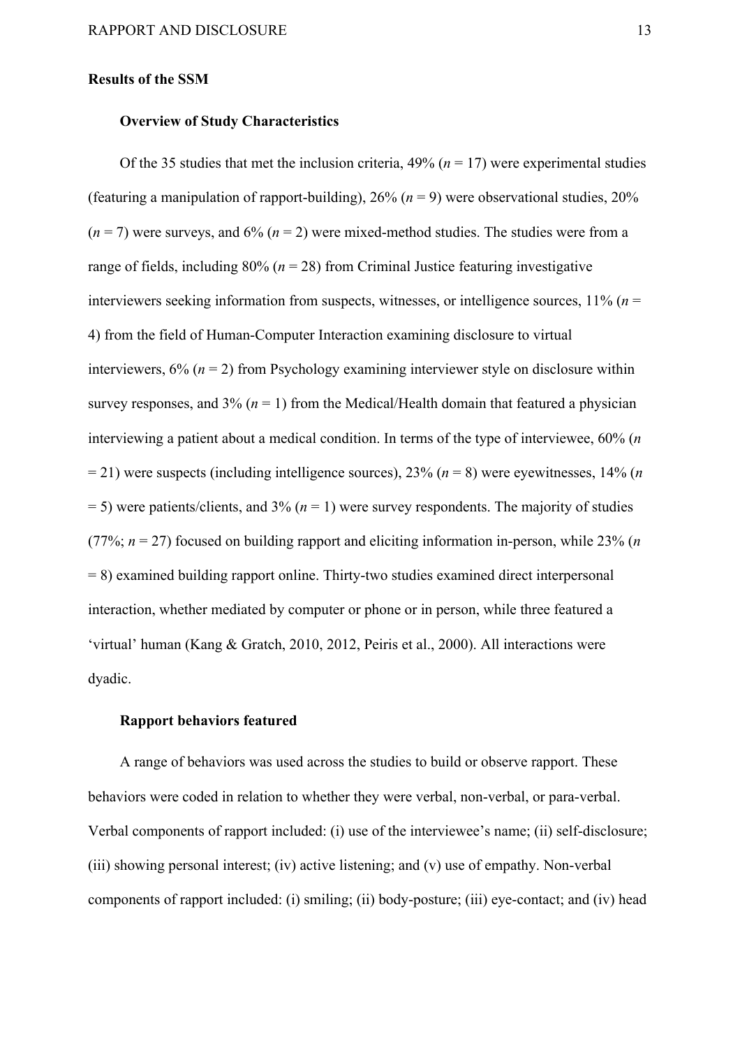## Results of the SSM

### Overview of Study Characteristics

Of the 35 studies that met the inclusion criteria, 49% (*n* = 17) were experimental studies (featuring a manipulation of rapport-building), 26% (*n* = 9) were observational studies, 20% (*n* = 7) were surveys, and 6% (*n* = 2) were mixed-method studies. The studies were from a range of fields, including 80% (*n* = 28) from Criminal Justice featuring investigative interviewers seeking information from suspects, witnesses, or intelligence sources, 11% (*n* = 4) from the field of Human-Computer Interaction examining disclosure to virtual interviewers, 6% (*n* = 2) from Psychology examining interviewer style on disclosure within survey responses, and 3% (*n* = 1) from the Medical/Health domain that featured a physician interviewing a patient about a medical condition. In terms of the type of interviewee, 60% (*n* = 21) were suspects (including intelligence sources), 23% (*n* = 8) were eyewitnesses, 14% (*n* = 5) were patients/clients, and 3% (*n* = 1) were survey respondents. The majority of studies (77%; *n* = 27) focused on building rapport and eliciting information in-person, while 23% (*n* = 8) examined building rapport online. Thirty-two studies examined direct interpersonal interaction, whether mediated by computer or phone or in person, while three featured a 'virtual' human (Kang & Gratch, 2010, 2012, Peiris et al., 2000). All interactions were dyadic.

### Rapport behaviors featured

A range of behaviors was used across the studies to build or observe rapport. These behaviors were coded in relation to whether they were verbal, non-verbal, or para-verbal. Verbal components of rapport included: (i) use of the interviewee's name; (ii) self-disclosure; (iii) showing personal interest; (iv) active listening; and (v) use of empathy. Non-verbal components of rapport included: (i) smiling; (ii) body-posture; (iii) eye-contact; and (iv) head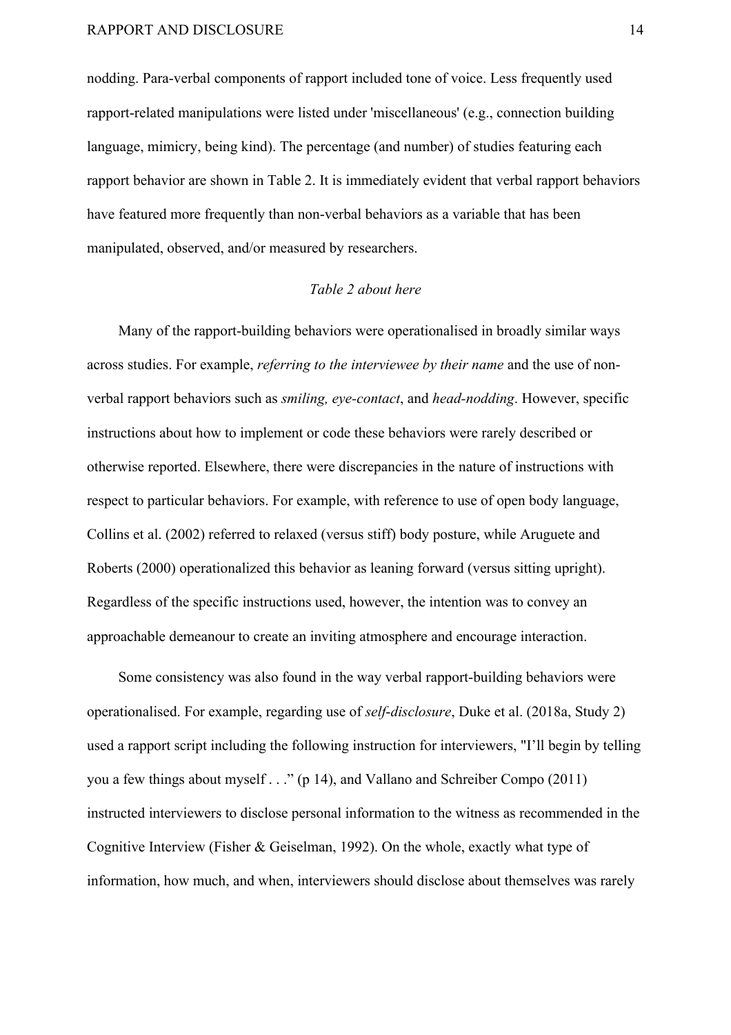nodding. Para-verbal components of rapport included tone of voice. Less frequently used rapport-related manipulations were listed under 'miscellaneous' (e.g., connection building language, mimicry, being kind). The percentage (and number) of studies featuring each rapport behavior are shown in Table 2. It is immediately evident that verbal rapport behaviors have featured more frequently than non-verbal behaviors as a variable that has been manipulated, observed, and/or measured by researchers.

*Table 2 about here*

Many of the rapport-building behaviors were operationalised in broadly similar ways across studies. For example, *referring to the interviewee by their name* and the use of non-verbal rapport behaviors such as *smiling, eye-contact*, and *head-nodding*. However, specific instructions about how to implement or code these behaviors were rarely described or otherwise reported. Elsewhere, there were discrepancies in the nature of instructions with respect to particular behaviors. For example, with reference to use of open body language, Collins et al. (2002) referred to relaxed (versus stiff) body posture, while Aruguete and Roberts (2000) operationalized this behavior as leaning forward (versus sitting upright). Regardless of the specific instructions used, however, the intention was to convey an approachable demeanour to create an inviting atmosphere and encourage interaction.

Some consistency was also found in the way verbal rapport-building behaviors were operationalised. For example, regarding use of *self-disclosure*, Duke et al. (2018a, Study 2) used a rapport script including the following instruction for interviewers, "I'll begin by telling you a few things about myself . . ." (p 14), and Vallano and Schreiber Compo (2011) instructed interviewers to disclose personal information to the witness as recommended in the Cognitive Interview (Fisher & Geiselman, 1992). On the whole, exactly what type of information, how much, and when, interviewers should disclose about themselves was rarely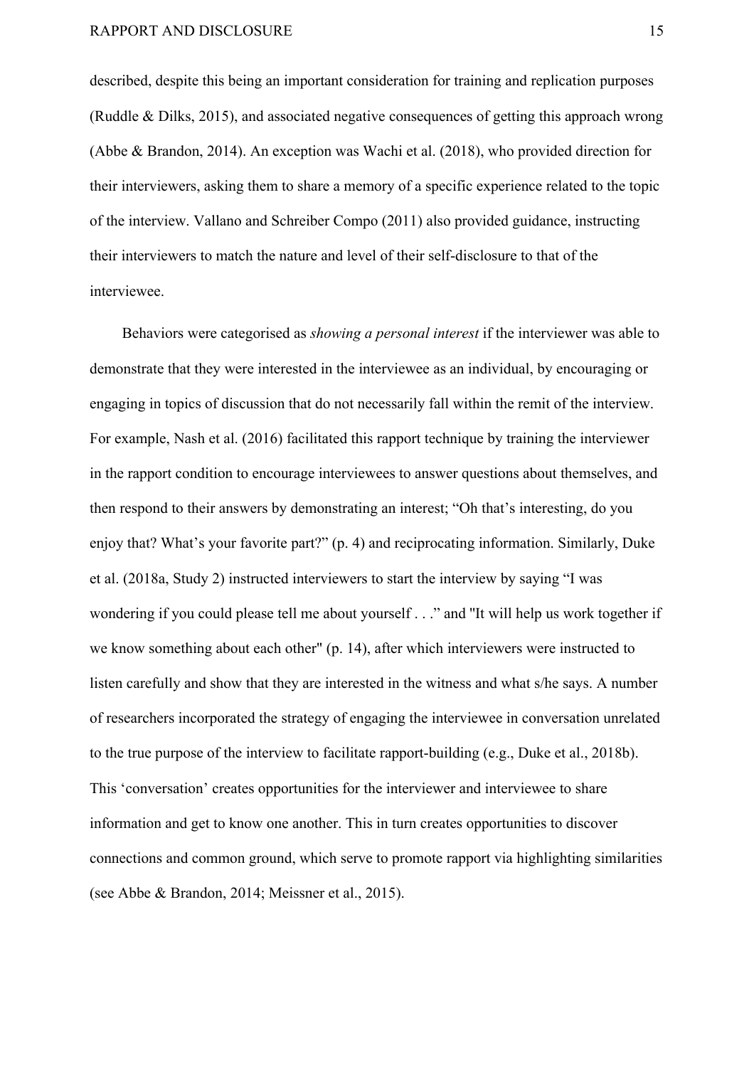described, despite this being an important consideration for training and replication purposes (Ruddle & Dilks, 2015), and associated negative consequences of getting this approach wrong (Abbe & Brandon, 2014). An exception was Wachi et al. (2018), who provided direction for their interviewers, asking them to share a memory of a specific experience related to the topic of the interview. Vallano and Schreiber Compo (2011) also provided guidance, instructing their interviewers to match the nature and level of their self-disclosure to that of the interviewee.

Behaviors were categorised as *showing a personal interest* if the interviewer was able to demonstrate that they were interested in the interviewee as an individual, by encouraging or engaging in topics of discussion that do not necessarily fall within the remit of the interview. For example, Nash et al. (2016) facilitated this rapport technique by training the interviewer in the rapport condition to encourage interviewees to answer questions about themselves, and then respond to their answers by demonstrating an interest; "Oh that's interesting, do you enjoy that? What's your favorite part?" (p. 4) and reciprocating information. Similarly, Duke et al. (2018a, Study 2) instructed interviewers to start the interview by saying "I was wondering if you could please tell me about yourself . . ." and "It will help us work together if we know something about each other" (p. 14), after which interviewers were instructed to listen carefully and show that they are interested in the witness and what s/he says. A number of researchers incorporated the strategy of engaging the interviewee in conversation unrelated to the true purpose of the interview to facilitate rapport-building (e.g., Duke et al., 2018b). This 'conversation' creates opportunities for the interviewer and interviewee to share information and get to know one another. This in turn creates opportunities to discover connections and common ground, which serve to promote rapport via highlighting similarities (see Abbe & Brandon, 2014; Meissner et al., 2015).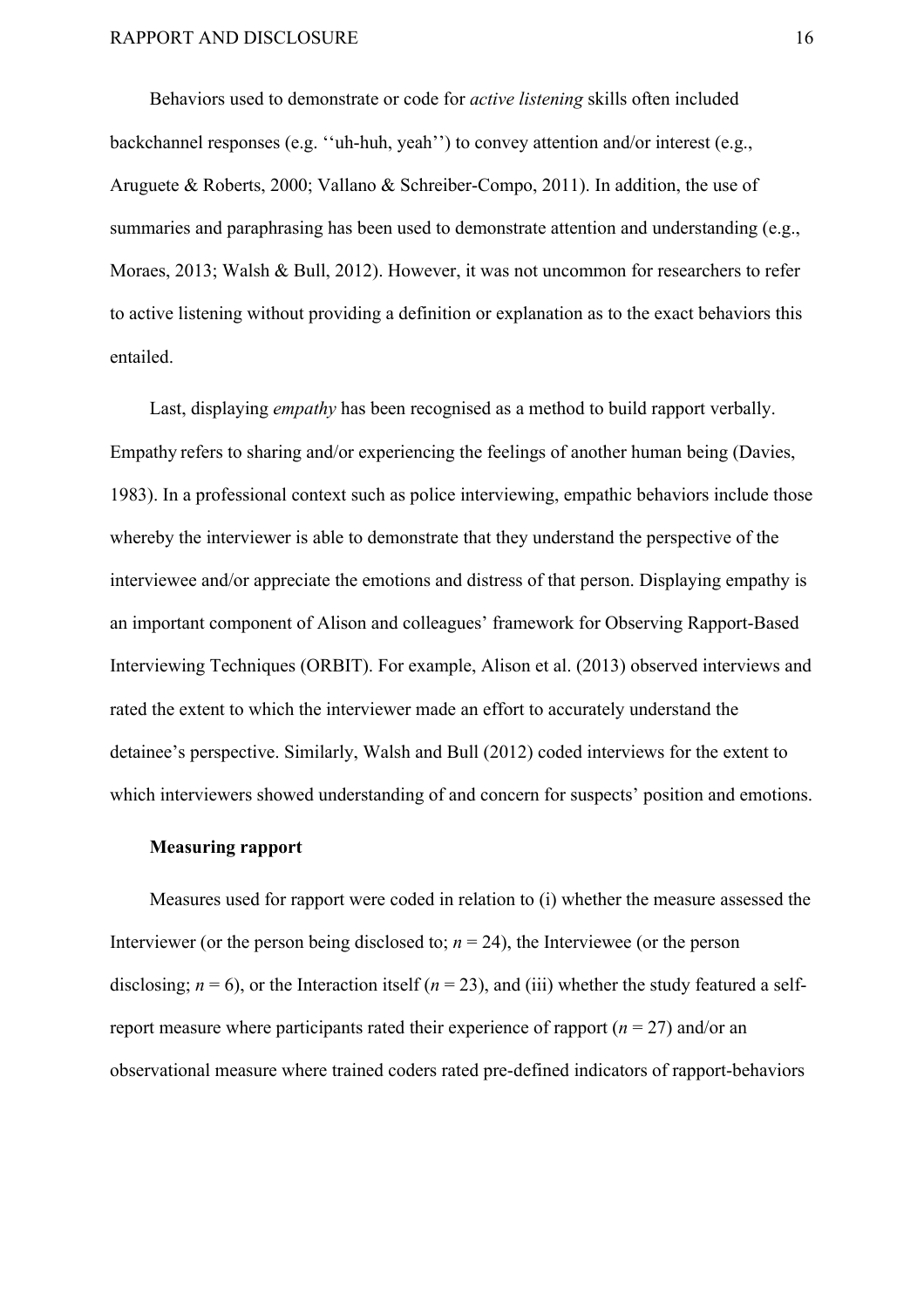Behaviors used to demonstrate or code for *active listening* skills often included backchannel responses (e.g. ''uh-huh, yeah'') to convey attention and/or interest (e.g., Aruguete & Roberts, 2000; Vallano & Schreiber-Compo, 2011). In addition, the use of summaries and paraphrasing has been used to demonstrate attention and understanding (e.g., Moraes, 2013; Walsh & Bull, 2012). However, it was not uncommon for researchers to refer to active listening without providing a definition or explanation as to the exact behaviors this entailed.

Last, displaying *empathy* has been recognised as a method to build rapport verbally. Empathy refers to sharing and/or experiencing the feelings of another human being (Davies, 1983). In a professional context such as police interviewing, empathic behaviors include those whereby the interviewer is able to demonstrate that they understand the perspective of the interviewee and/or appreciate the emotions and distress of that person. Displaying empathy is an important component of Alison and colleagues' framework for Observing Rapport-Based Interviewing Techniques (ORBIT). For example, Alison et al. (2013) observed interviews and rated the extent to which the interviewer made an effort to accurately understand the detainee's perspective. Similarly, Walsh and Bull (2012) coded interviews for the extent to which interviewers showed understanding of and concern for suspects' position and emotions.

### Measuring rapport

Measures used for rapport were coded in relation to (i) whether the measure assessed the Interviewer (or the person being disclosed to; $n = 24$), the Interviewee (or the person disclosing; $n = 6$), or the Interaction itself ($n = 23$), and (iii) whether the study featured a self-report measure where participants rated their experience of rapport ($n = 27$) and/or an observational measure where trained coders rated pre-defined indicators of rapport-behaviors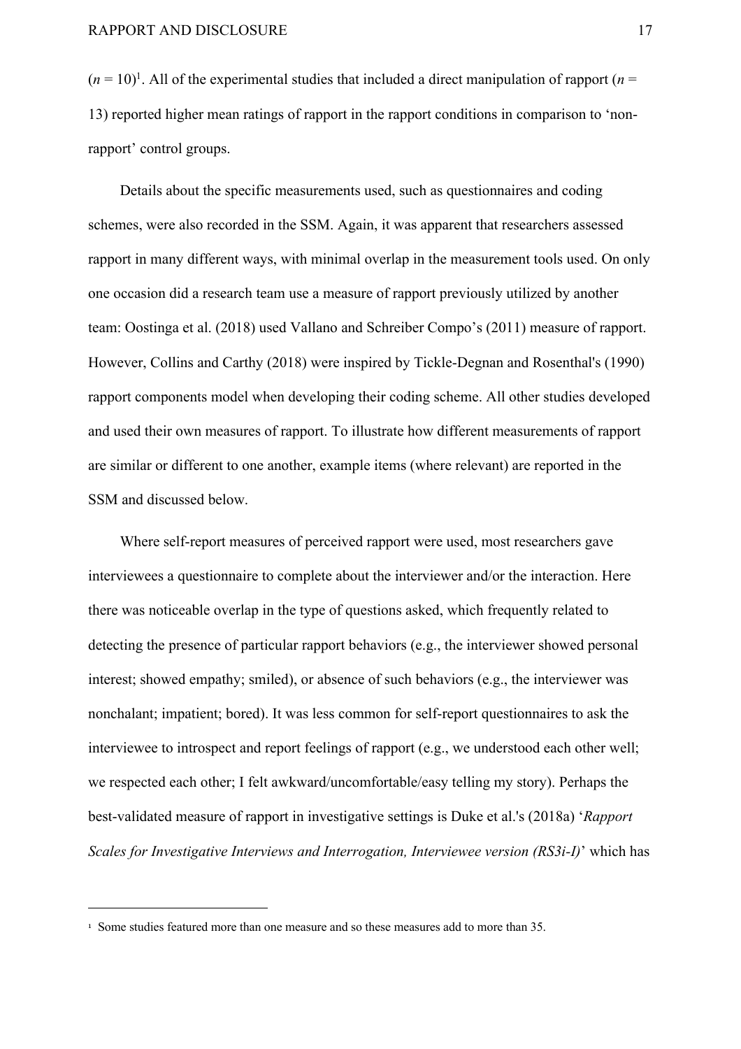($n$ = 10)[1]. All of the experimental studies that included a direct manipulation of rapport ($n$ = 13) reported higher mean ratings of rapport in the rapport conditions in comparison to 'non-rapport' control groups.

Details about the specific measurements used, such as questionnaires and coding schemes, were also recorded in the SSM. Again, it was apparent that researchers assessed rapport in many different ways, with minimal overlap in the measurement tools used. On only one occasion did a research team use a measure of rapport previously utilized by another team: Oostinga et al. (2018) used Vallano and Schreiber Compo's (2011) measure of rapport. However, Collins and Carthy (2018) were inspired by Tickle-Degnan and Rosenthal's (1990) rapport components model when developing their coding scheme. All other studies developed and used their own measures of rapport. To illustrate how different measurements of rapport are similar or different to one another, example items (where relevant) are reported in the SSM and discussed below.

Where self-report measures of perceived rapport were used, most researchers gave interviewees a questionnaire to complete about the interviewer and/or the interaction. Here there was noticeable overlap in the type of questions asked, which frequently related to detecting the presence of particular rapport behaviors (e.g., the interviewer showed personal interest; showed empathy; smiled), or absence of such behaviors (e.g., the interviewer was nonchalant; impatient; bored). It was less common for self-report questionnaires to ask the interviewee to introspect and report feelings of rapport (e.g., we understood each other well; we respected each other; I felt awkward/uncomfortable/easy telling my story). Perhaps the best-validated measure of rapport in investigative settings is Duke et al.'s (2018a) '*Rapport Scales for Investigative Interviews and Interrogation, Interviewee version (RS3i-I)*' which has

[1] Some studies featured more than one measure and so these measures add to more than 35.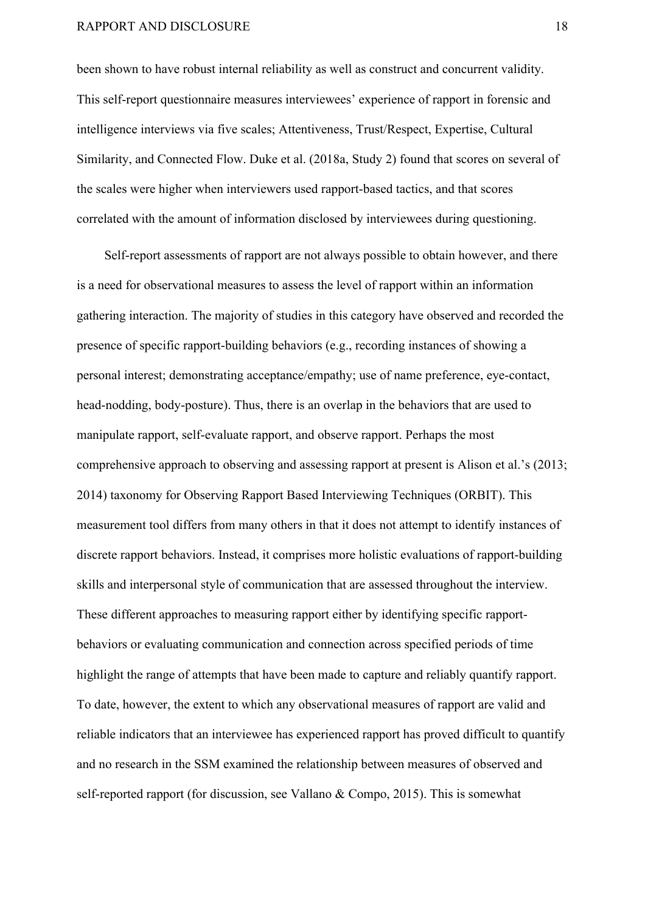been shown to have robust internal reliability as well as construct and concurrent validity. This self-report questionnaire measures interviewees' experience of rapport in forensic and intelligence interviews via five scales; Attentiveness, Trust/Respect, Expertise, Cultural Similarity, and Connected Flow. Duke et al. (2018a, Study 2) found that scores on several of the scales were higher when interviewers used rapport-based tactics, and that scores correlated with the amount of information disclosed by interviewees during questioning.

Self-report assessments of rapport are not always possible to obtain however, and there is a need for observational measures to assess the level of rapport within an information gathering interaction. The majority of studies in this category have observed and recorded the presence of specific rapport-building behaviors (e.g., recording instances of showing a personal interest; demonstrating acceptance/empathy; use of name preference, eye-contact, head-nodding, body-posture). Thus, there is an overlap in the behaviors that are used to manipulate rapport, self-evaluate rapport, and observe rapport. Perhaps the most comprehensive approach to observing and assessing rapport at present is Alison et al.'s (2013; 2014) taxonomy for Observing Rapport Based Interviewing Techniques (ORBIT). This measurement tool differs from many others in that it does not attempt to identify instances of discrete rapport behaviors. Instead, it comprises more holistic evaluations of rapport-building skills and interpersonal style of communication that are assessed throughout the interview. These different approaches to measuring rapport either by identifying specific rapport-behaviors or evaluating communication and connection across specified periods of time highlight the range of attempts that have been made to capture and reliably quantify rapport. To date, however, the extent to which any observational measures of rapport are valid and reliable indicators that an interviewee has experienced rapport has proved difficult to quantify and no research in the SSM examined the relationship between measures of observed and self-reported rapport (for discussion, see Vallano & Compo, 2015). This is somewhat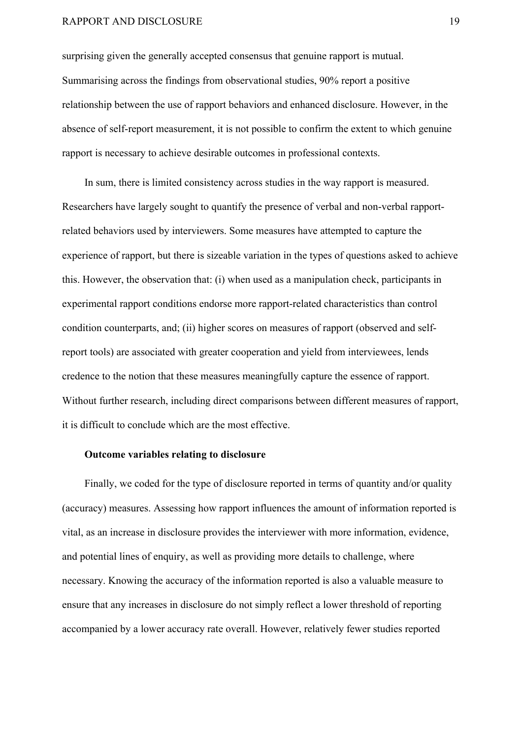surprising given the generally accepted consensus that genuine rapport is mutual. Summarising across the findings from observational studies, 90% report a positive relationship between the use of rapport behaviors and enhanced disclosure. However, in the absence of self-report measurement, it is not possible to confirm the extent to which genuine rapport is necessary to achieve desirable outcomes in professional contexts.

In sum, there is limited consistency across studies in the way rapport is measured. Researchers have largely sought to quantify the presence of verbal and non-verbal rapport-related behaviors used by interviewers. Some measures have attempted to capture the experience of rapport, but there is sizeable variation in the types of questions asked to achieve this. However, the observation that: (i) when used as a manipulation check, participants in experimental rapport conditions endorse more rapport-related characteristics than control condition counterparts, and; (ii) higher scores on measures of rapport (observed and self-report tools) are associated with greater cooperation and yield from interviewees, lends credence to the notion that these measures meaningfully capture the essence of rapport. Without further research, including direct comparisons between different measures of rapport, it is difficult to conclude which are the most effective.

**Outcome variables relating to disclosure**

Finally, we coded for the type of disclosure reported in terms of quantity and/or quality (accuracy) measures. Assessing how rapport influences the amount of information reported is vital, as an increase in disclosure provides the interviewer with more information, evidence, and potential lines of enquiry, as well as providing more details to challenge, where necessary. Knowing the accuracy of the information reported is also a valuable measure to ensure that any increases in disclosure do not simply reflect a lower threshold of reporting accompanied by a lower accuracy rate overall. However, relatively fewer studies reported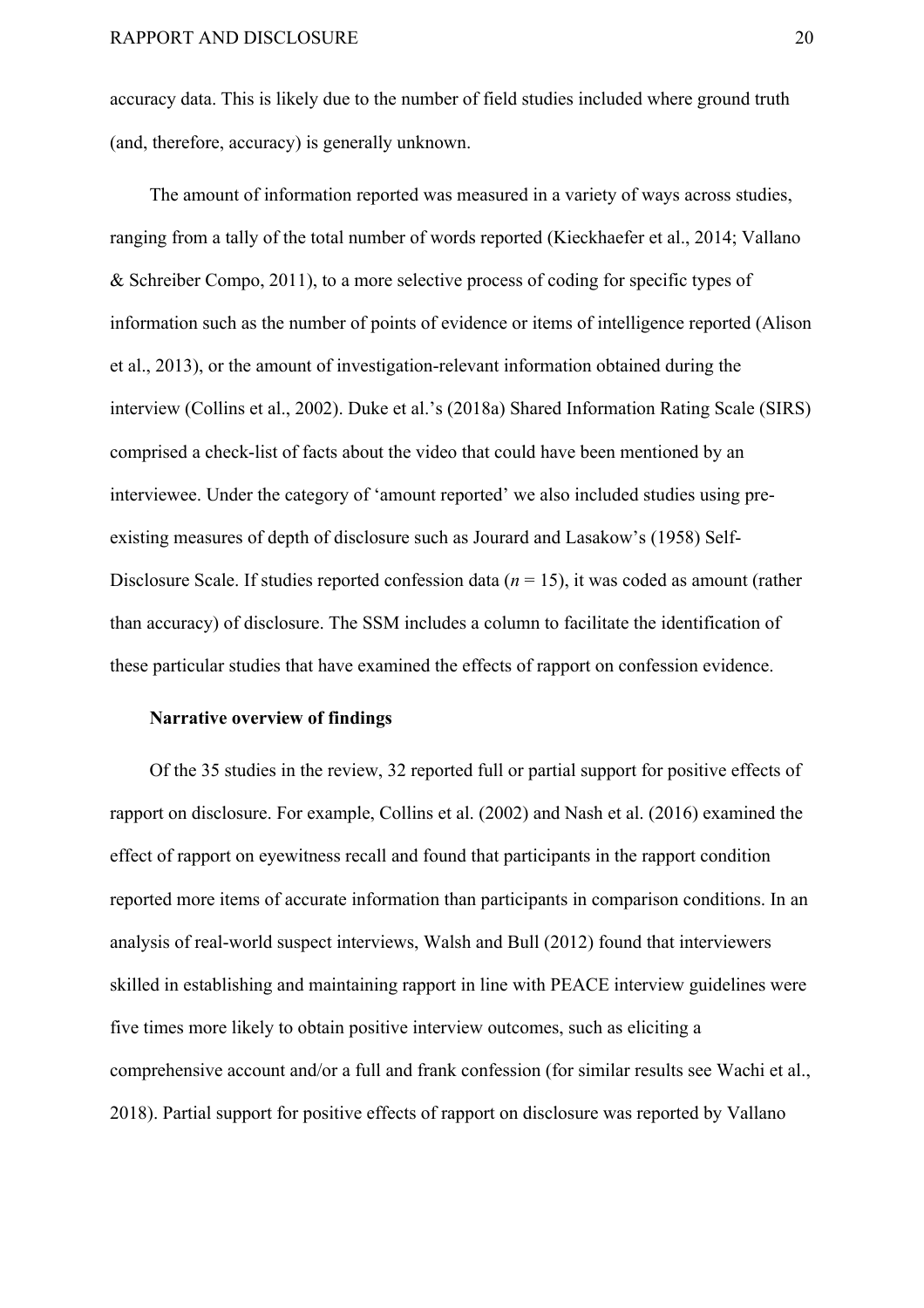accuracy data. This is likely due to the number of field studies included where ground truth (and, therefore, accuracy) is generally unknown.

The amount of information reported was measured in a variety of ways across studies, ranging from a tally of the total number of words reported (Kieckhaefer et al., 2014; Vallano & Schreiber Compo, 2011), to a more selective process of coding for specific types of information such as the number of points of evidence or items of intelligence reported (Alison et al., 2013), or the amount of investigation-relevant information obtained during the interview (Collins et al., 2002). Duke et al.'s (2018a) Shared Information Rating Scale (SIRS) comprised a check-list of facts about the video that could have been mentioned by an interviewee. Under the category of 'amount reported' we also included studies using pre-existing measures of depth of disclosure such as Jourard and Lasakow's (1958) Self-Disclosure Scale. If studies reported confession data ($n = 15$), it was coded as amount (rather than accuracy) of disclosure. The SSM includes a column to facilitate the identification of these particular studies that have examined the effects of rapport on confession evidence.

**Narrative overview of findings**

Of the 35 studies in the review, 32 reported full or partial support for positive effects of rapport on disclosure. For example, Collins et al. (2002) and Nash et al. (2016) examined the effect of rapport on eyewitness recall and found that participants in the rapport condition reported more items of accurate information than participants in comparison conditions. In an analysis of real-world suspect interviews, Walsh and Bull (2012) found that interviewers skilled in establishing and maintaining rapport in line with PEACE interview guidelines were five times more likely to obtain positive interview outcomes, such as eliciting a comprehensive account and/or a full and frank confession (for similar results see Wachi et al., 2018). Partial support for positive effects of rapport on disclosure was reported by Vallano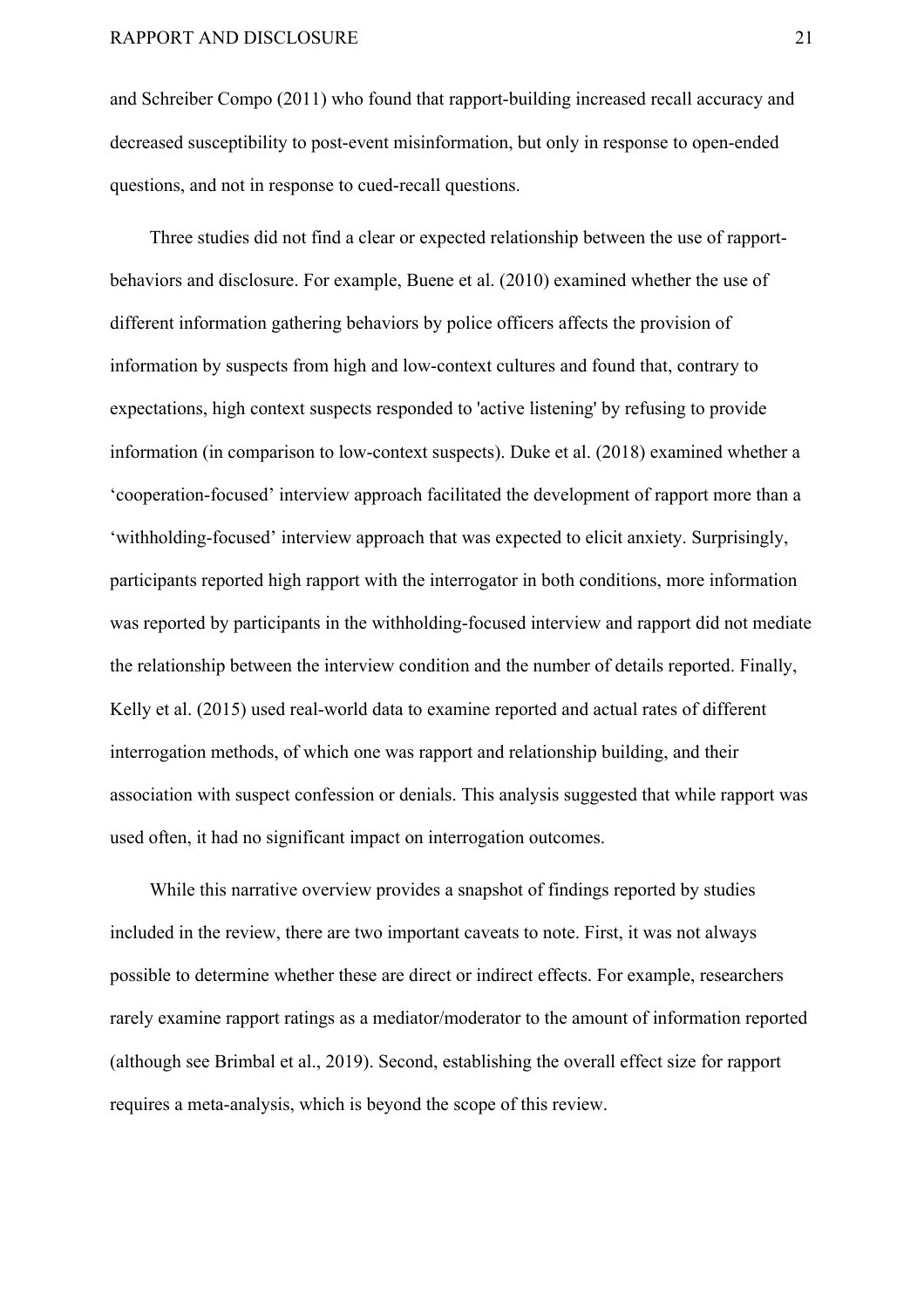and Schreiber Compo (2011) who found that rapport-building increased recall accuracy and decreased susceptibility to post-event misinformation, but only in response to open-ended questions, and not in response to cued-recall questions.

Three studies did not find a clear or expected relationship between the use of rapport-behaviors and disclosure. For example, Buene et al. (2010) examined whether the use of different information gathering behaviors by police officers affects the provision of information by suspects from high and low-context cultures and found that, contrary to expectations, high context suspects responded to 'active listening' by refusing to provide information (in comparison to low-context suspects). Duke et al. (2018) examined whether a 'cooperation-focused' interview approach facilitated the development of rapport more than a 'withholding-focused' interview approach that was expected to elicit anxiety. Surprisingly, participants reported high rapport with the interrogator in both conditions, more information was reported by participants in the withholding-focused interview and rapport did not mediate the relationship between the interview condition and the number of details reported. Finally, Kelly et al. (2015) used real-world data to examine reported and actual rates of different interrogation methods, of which one was rapport and relationship building, and their association with suspect confession or denials. This analysis suggested that while rapport was used often, it had no significant impact on interrogation outcomes.

While this narrative overview provides a snapshot of findings reported by studies included in the review, there are two important caveats to note. First, it was not always possible to determine whether these are direct or indirect effects. For example, researchers rarely examine rapport ratings as a mediator/moderator to the amount of information reported (although see Brimbal et al., 2019). Second, establishing the overall effect size for rapport requires a meta-analysis, which is beyond the scope of this review.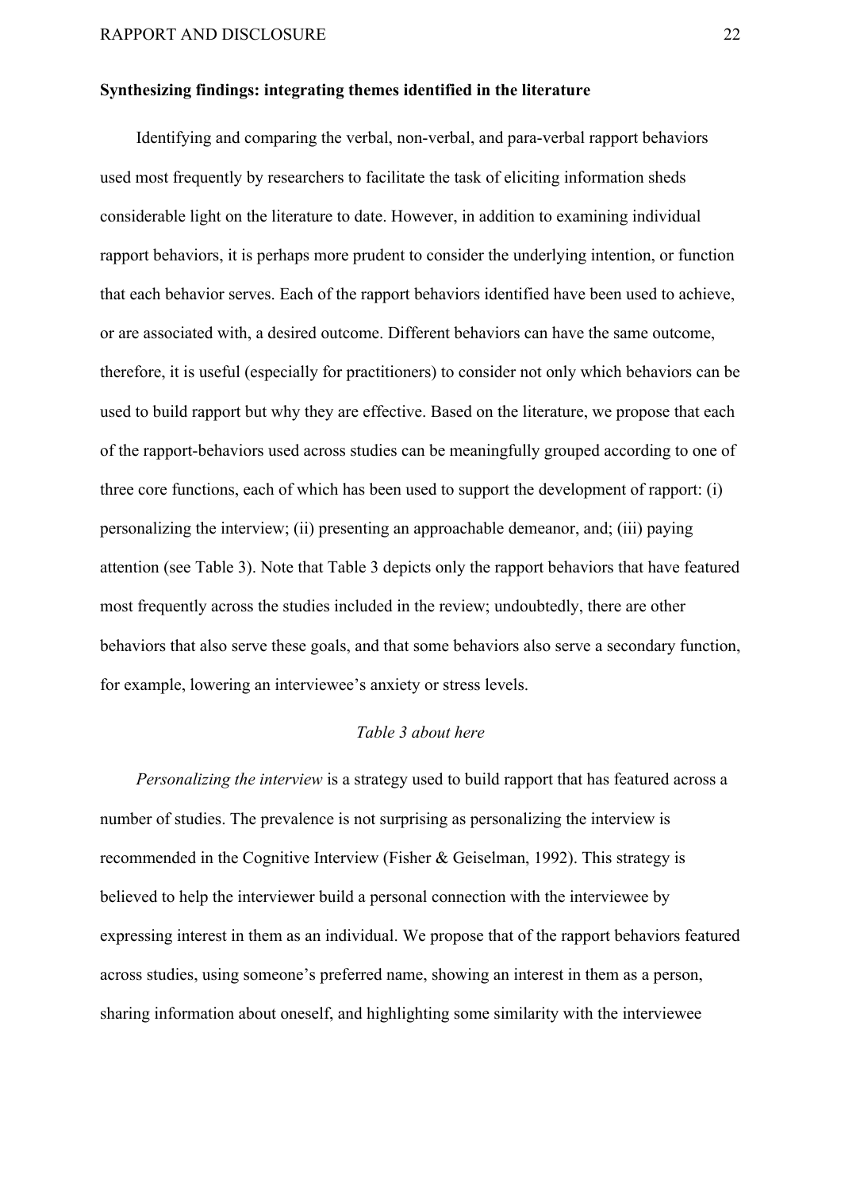**Synthesizing findings: integrating themes identified in the literature**

Identifying and comparing the verbal, non-verbal, and para-verbal rapport behaviors used most frequently by researchers to facilitate the task of eliciting information sheds considerable light on the literature to date. However, in addition to examining individual rapport behaviors, it is perhaps more prudent to consider the underlying intention, or function that each behavior serves. Each of the rapport behaviors identified have been used to achieve, or are associated with, a desired outcome. Different behaviors can have the same outcome, therefore, it is useful (especially for practitioners) to consider not only which behaviors can be used to build rapport but why they are effective. Based on the literature, we propose that each of the rapport-behaviors used across studies can be meaningfully grouped according to one of three core functions, each of which has been used to support the development of rapport: (i) personalizing the interview; (ii) presenting an approachable demeanor, and; (iii) paying attention (see Table 3). Note that Table 3 depicts only the rapport behaviors that have featured most frequently across the studies included in the review; undoubtedly, there are other behaviors that also serve these goals, and that some behaviors also serve a secondary function, for example, lowering an interviewee's anxiety or stress levels.

*Table 3 about here*

*Personalizing the interview* is a strategy used to build rapport that has featured across a number of studies. The prevalence is not surprising as personalizing the interview is recommended in the Cognitive Interview (Fisher & Geiselman, 1992). This strategy is believed to help the interviewer build a personal connection with the interviewee by expressing interest in them as an individual. We propose that of the rapport behaviors featured across studies, using someone's preferred name, showing an interest in them as a person, sharing information about oneself, and highlighting some similarity with the interviewee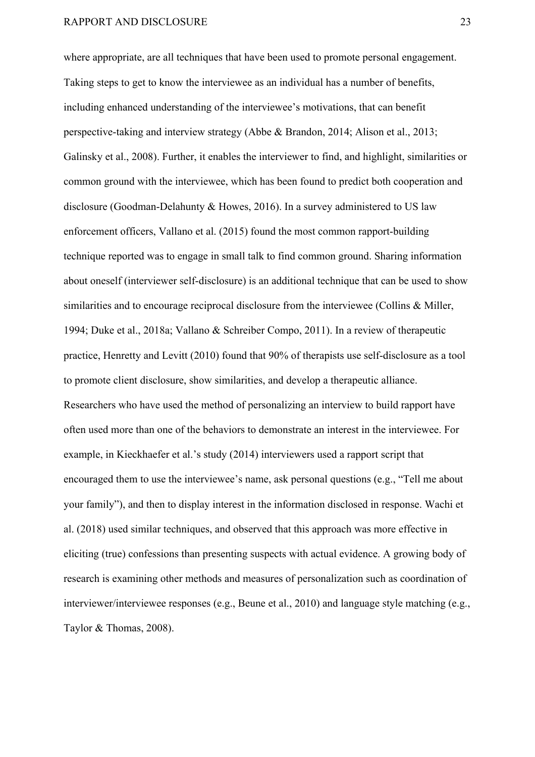where appropriate, are all techniques that have been used to promote personal engagement. Taking steps to get to know the interviewee as an individual has a number of benefits, including enhanced understanding of the interviewee's motivations, that can benefit perspective-taking and interview strategy (Abbe & Brandon, 2014; Alison et al., 2013; Galinsky et al., 2008). Further, it enables the interviewer to find, and highlight, similarities or common ground with the interviewee, which has been found to predict both cooperation and disclosure (Goodman-Delahunty & Howes, 2016). In a survey administered to US law enforcement officers, Vallano et al. (2015) found the most common rapport-building technique reported was to engage in small talk to find common ground. Sharing information about oneself (interviewer self-disclosure) is an additional technique that can be used to show similarities and to encourage reciprocal disclosure from the interviewee (Collins & Miller, 1994; Duke et al., 2018a; Vallano & Schreiber Compo, 2011). In a review of therapeutic practice, Henretty and Levitt (2010) found that 90% of therapists use self-disclosure as a tool to promote client disclosure, show similarities, and develop a therapeutic alliance. Researchers who have used the method of personalizing an interview to build rapport have often used more than one of the behaviors to demonstrate an interest in the interviewee. For example, in Kieckhaefer et al.'s study (2014) interviewers used a rapport script that encouraged them to use the interviewee's name, ask personal questions (e.g., "Tell me about your family"), and then to display interest in the information disclosed in response. Wachi et al. (2018) used similar techniques, and observed that this approach was more effective in eliciting (true) confessions than presenting suspects with actual evidence. A growing body of research is examining other methods and measures of personalization such as coordination of interviewer/interviewee responses (e.g., Beune et al., 2010) and language style matching (e.g., Taylor & Thomas, 2008).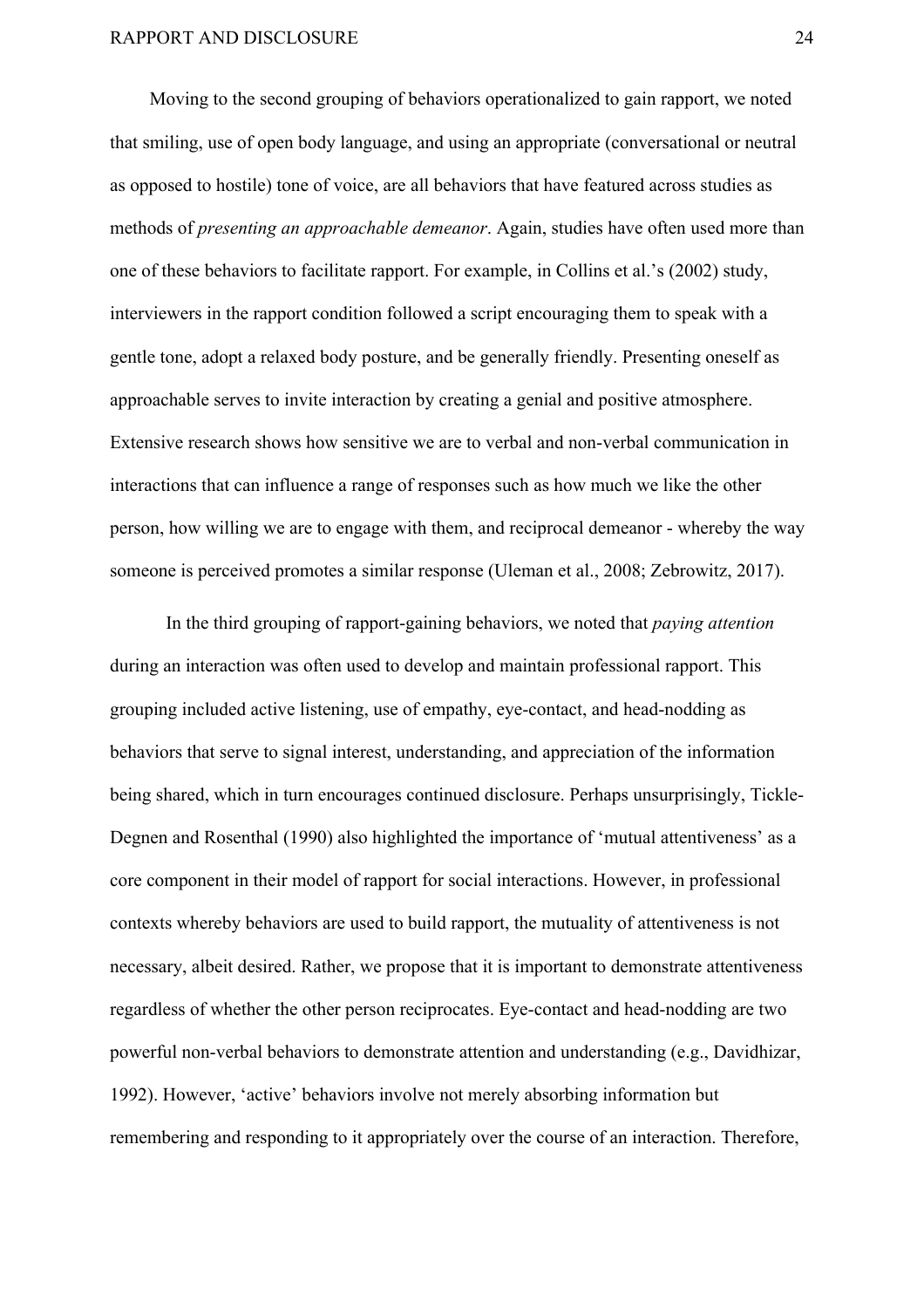Moving to the second grouping of behaviors operationalized to gain rapport, we noted that smiling, use of open body language, and using an appropriate (conversational or neutral as opposed to hostile) tone of voice, are all behaviors that have featured across studies as methods of *presenting an approachable demeanor*. Again, studies have often used more than one of these behaviors to facilitate rapport. For example, in Collins et al.'s (2002) study, interviewers in the rapport condition followed a script encouraging them to speak with a gentle tone, adopt a relaxed body posture, and be generally friendly. Presenting oneself as approachable serves to invite interaction by creating a genial and positive atmosphere. Extensive research shows how sensitive we are to verbal and non-verbal communication in interactions that can influence a range of responses such as how much we like the other person, how willing we are to engage with them, and reciprocal demeanor - whereby the way someone is perceived promotes a similar response (Uleman et al., 2008; Zebrowitz, 2017).

In the third grouping of rapport-gaining behaviors, we noted that *paying attention* during an interaction was often used to develop and maintain professional rapport. This grouping included active listening, use of empathy, eye-contact, and head-nodding as behaviors that serve to signal interest, understanding, and appreciation of the information being shared, which in turn encourages continued disclosure. Perhaps unsurprisingly, Tickle-Degnen and Rosenthal (1990) also highlighted the importance of 'mutual attentiveness' as a core component in their model of rapport for social interactions. However, in professional contexts whereby behaviors are used to build rapport, the mutuality of attentiveness is not necessary, albeit desired. Rather, we propose that it is important to demonstrate attentiveness regardless of whether the other person reciprocates. Eye-contact and head-nodding are two powerful non-verbal behaviors to demonstrate attention and understanding (e.g., Davidhizar, 1992). However, 'active' behaviors involve not merely absorbing information but remembering and responding to it appropriately over the course of an interaction. Therefore,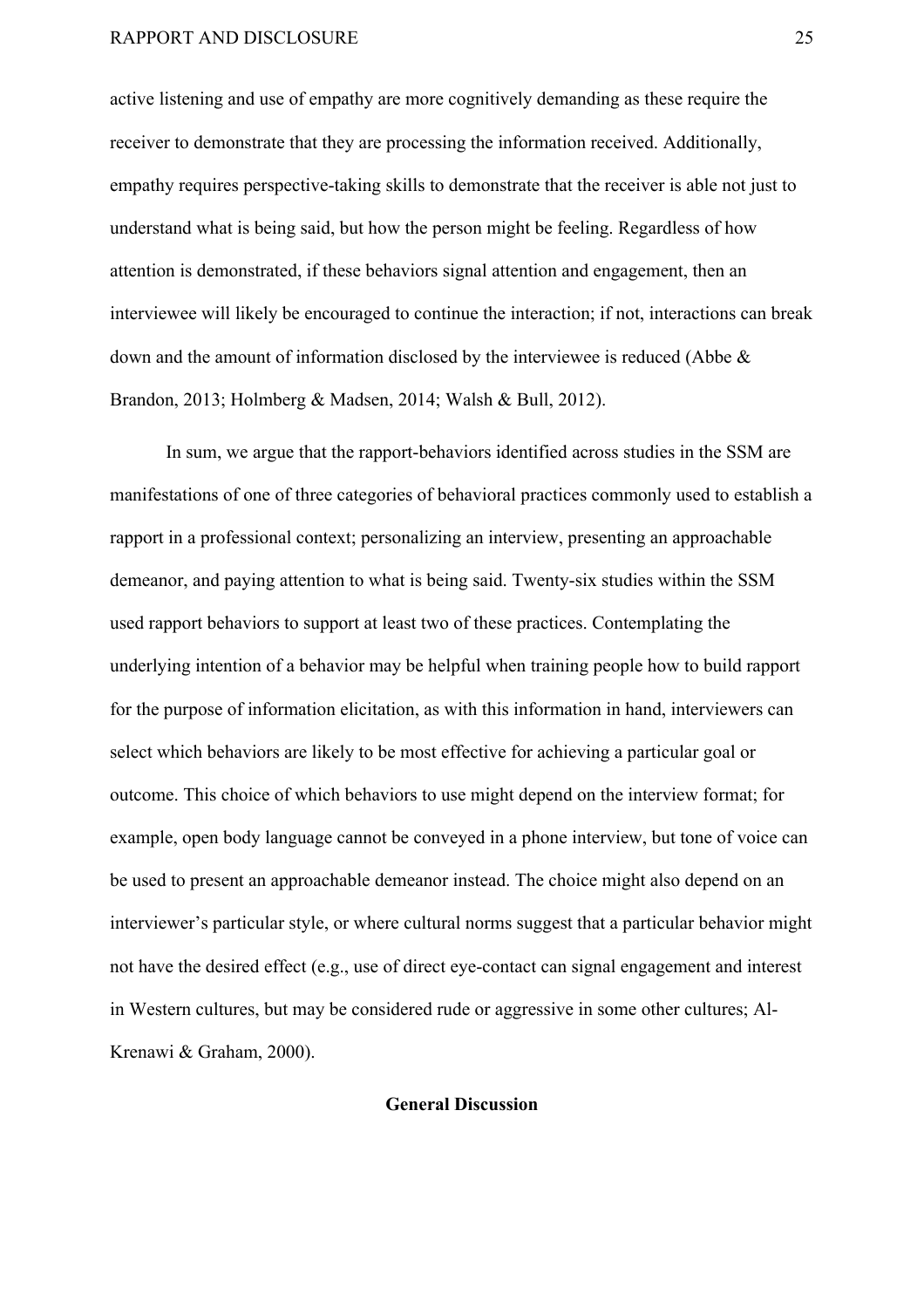active listening and use of empathy are more cognitively demanding as these require the receiver to demonstrate that they are processing the information received. Additionally, empathy requires perspective-taking skills to demonstrate that the receiver is able not just to understand what is being said, but how the person might be feeling. Regardless of how attention is demonstrated, if these behaviors signal attention and engagement, then an interviewee will likely be encouraged to continue the interaction; if not, interactions can break down and the amount of information disclosed by the interviewee is reduced (Abbe & Brandon, 2013; Holmberg & Madsen, 2014; Walsh & Bull, 2012).

In sum, we argue that the rapport-behaviors identified across studies in the SSM are manifestations of one of three categories of behavioral practices commonly used to establish a rapport in a professional context; personalizing an interview, presenting an approachable demeanor, and paying attention to what is being said. Twenty-six studies within the SSM used rapport behaviors to support at least two of these practices. Contemplating the underlying intention of a behavior may be helpful when training people how to build rapport for the purpose of information elicitation, as with this information in hand, interviewers can select which behaviors are likely to be most effective for achieving a particular goal or outcome. This choice of which behaviors to use might depend on the interview format; for example, open body language cannot be conveyed in a phone interview, but tone of voice can be used to present an approachable demeanor instead. The choice might also depend on an interviewer's particular style, or where cultural norms suggest that a particular behavior might not have the desired effect (e.g., use of direct eye-contact can signal engagement and interest in Western cultures, but may be considered rude or aggressive in some other cultures; Al-Krenawi & Graham, 2000).

## General Discussion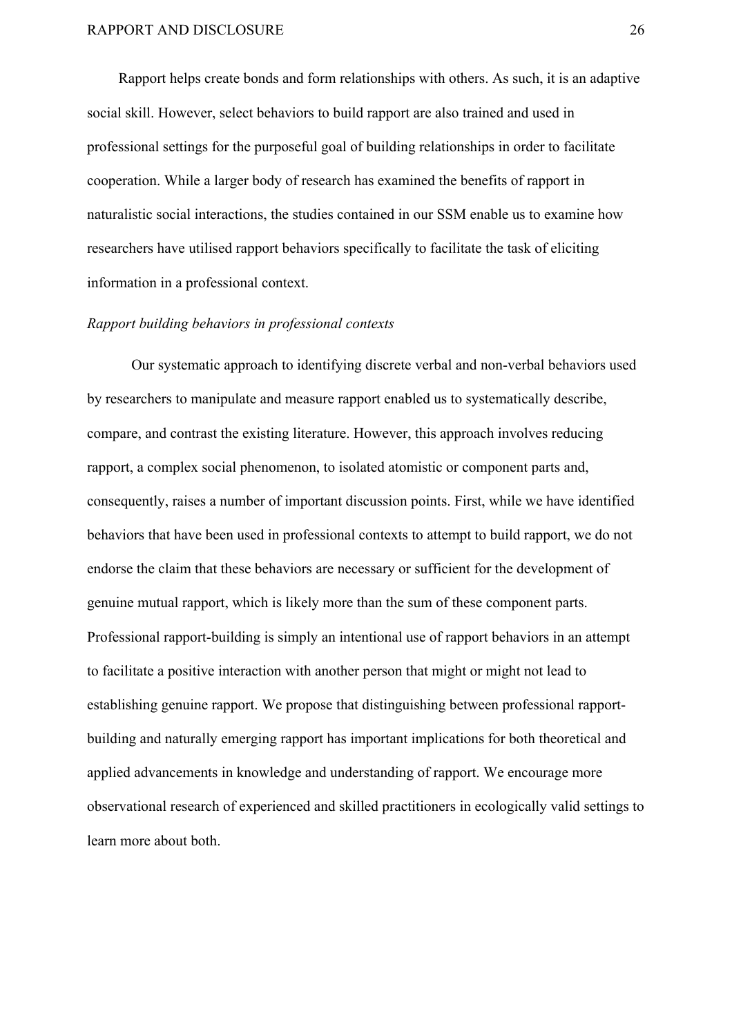Rapport helps create bonds and form relationships with others. As such, it is an adaptive social skill. However, select behaviors to build rapport are also trained and used in professional settings for the purposeful goal of building relationships in order to facilitate cooperation. While a larger body of research has examined the benefits of rapport in naturalistic social interactions, the studies contained in our SSM enable us to examine how researchers have utilised rapport behaviors specifically to facilitate the task of eliciting information in a professional context.

*Rapport building behaviors in professional contexts*

Our systematic approach to identifying discrete verbal and non-verbal behaviors used by researchers to manipulate and measure rapport enabled us to systematically describe, compare, and contrast the existing literature. However, this approach involves reducing rapport, a complex social phenomenon, to isolated atomistic or component parts and, consequently, raises a number of important discussion points. First, while we have identified behaviors that have been used in professional contexts to attempt to build rapport, we do not endorse the claim that these behaviors are necessary or sufficient for the development of genuine mutual rapport, which is likely more than the sum of these component parts. Professional rapport-building is simply an intentional use of rapport behaviors in an attempt to facilitate a positive interaction with another person that might or might not lead to establishing genuine rapport. We propose that distinguishing between professional rapport-building and naturally emerging rapport has important implications for both theoretical and applied advancements in knowledge and understanding of rapport. We encourage more observational research of experienced and skilled practitioners in ecologically valid settings to learn more about both.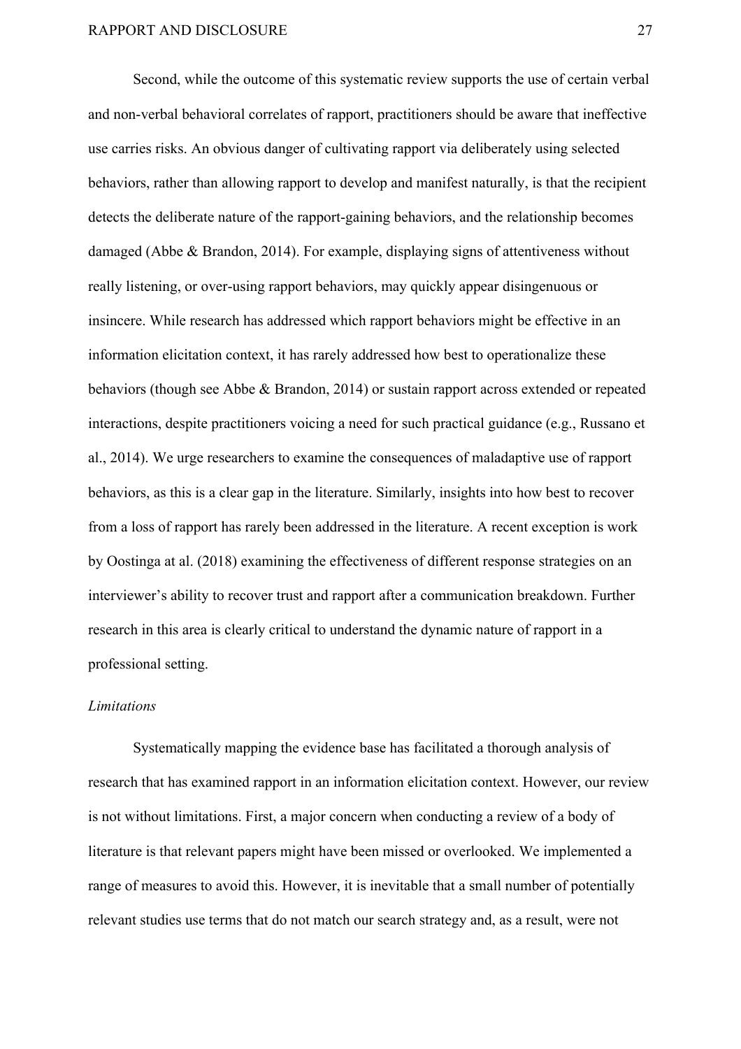Second, while the outcome of this systematic review supports the use of certain verbal and non-verbal behavioral correlates of rapport, practitioners should be aware that ineffective use carries risks. An obvious danger of cultivating rapport via deliberately using selected behaviors, rather than allowing rapport to develop and manifest naturally, is that the recipient detects the deliberate nature of the rapport-gaining behaviors, and the relationship becomes damaged (Abbe & Brandon, 2014). For example, displaying signs of attentiveness without really listening, or over-using rapport behaviors, may quickly appear disingenuous or insincere. While research has addressed which rapport behaviors might be effective in an information elicitation context, it has rarely addressed how best to operationalize these behaviors (though see Abbe & Brandon, 2014) or sustain rapport across extended or repeated interactions, despite practitioners voicing a need for such practical guidance (e.g., Russano et al., 2014). We urge researchers to examine the consequences of maladaptive use of rapport behaviors, as this is a clear gap in the literature. Similarly, insights into how best to recover from a loss of rapport has rarely been addressed in the literature. A recent exception is work by Oostinga at al. (2018) examining the effectiveness of different response strategies on an interviewer's ability to recover trust and rapport after a communication breakdown. Further research in this area is clearly critical to understand the dynamic nature of rapport in a professional setting.

### *Limitations*

Systematically mapping the evidence base has facilitated a thorough analysis of research that has examined rapport in an information elicitation context. However, our review is not without limitations. First, a major concern when conducting a review of a body of literature is that relevant papers might have been missed or overlooked. We implemented a range of measures to avoid this. However, it is inevitable that a small number of potentially relevant studies use terms that do not match our search strategy and, as a result, were not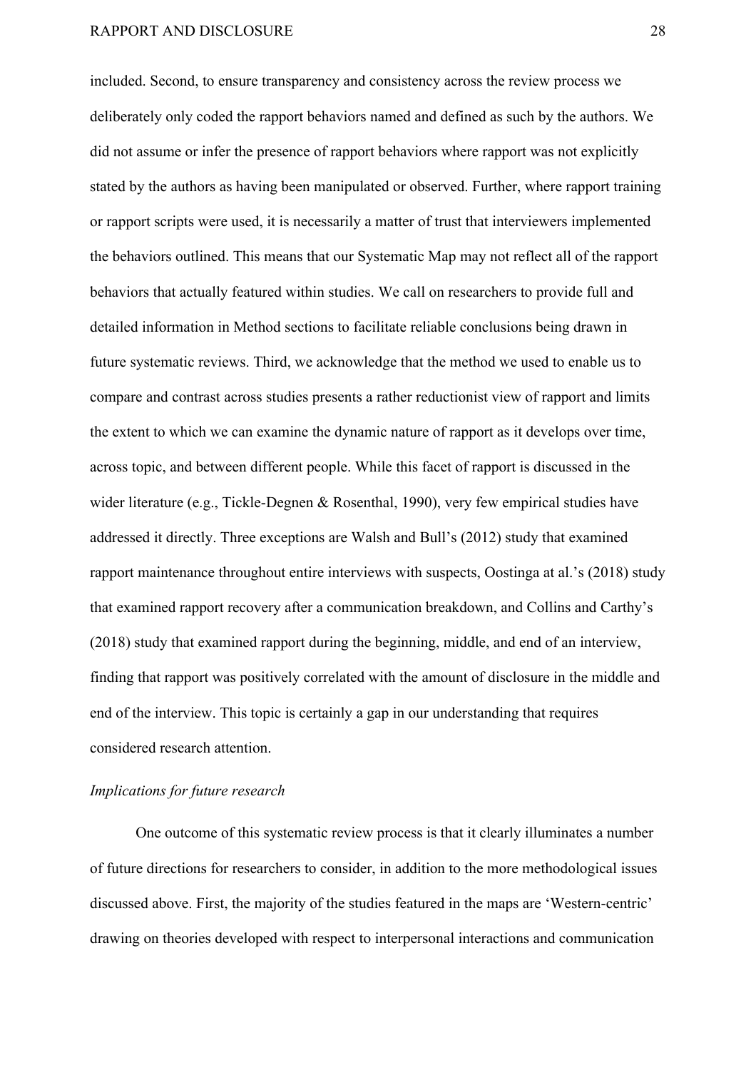included. Second, to ensure transparency and consistency across the review process we deliberately only coded the rapport behaviors named and defined as such by the authors. We did not assume or infer the presence of rapport behaviors where rapport was not explicitly stated by the authors as having been manipulated or observed. Further, where rapport training or rapport scripts were used, it is necessarily a matter of trust that interviewers implemented the behaviors outlined. This means that our Systematic Map may not reflect all of the rapport behaviors that actually featured within studies. We call on researchers to provide full and detailed information in Method sections to facilitate reliable conclusions being drawn in future systematic reviews. Third, we acknowledge that the method we used to enable us to compare and contrast across studies presents a rather reductionist view of rapport and limits the extent to which we can examine the dynamic nature of rapport as it develops over time, across topic, and between different people. While this facet of rapport is discussed in the wider literature (e.g., Tickle-Degnen & Rosenthal, 1990), very few empirical studies have addressed it directly. Three exceptions are Walsh and Bull's (2012) study that examined rapport maintenance throughout entire interviews with suspects, Oostinga at al.'s (2018) study that examined rapport recovery after a communication breakdown, and Collins and Carthy's (2018) study that examined rapport during the beginning, middle, and end of an interview, finding that rapport was positively correlated with the amount of disclosure in the middle and end of the interview. This topic is certainly a gap in our understanding that requires considered research attention.

*Implications for future research*

One outcome of this systematic review process is that it clearly illuminates a number of future directions for researchers to consider, in addition to the more methodological issues discussed above. First, the majority of the studies featured in the maps are 'Western-centric' drawing on theories developed with respect to interpersonal interactions and communication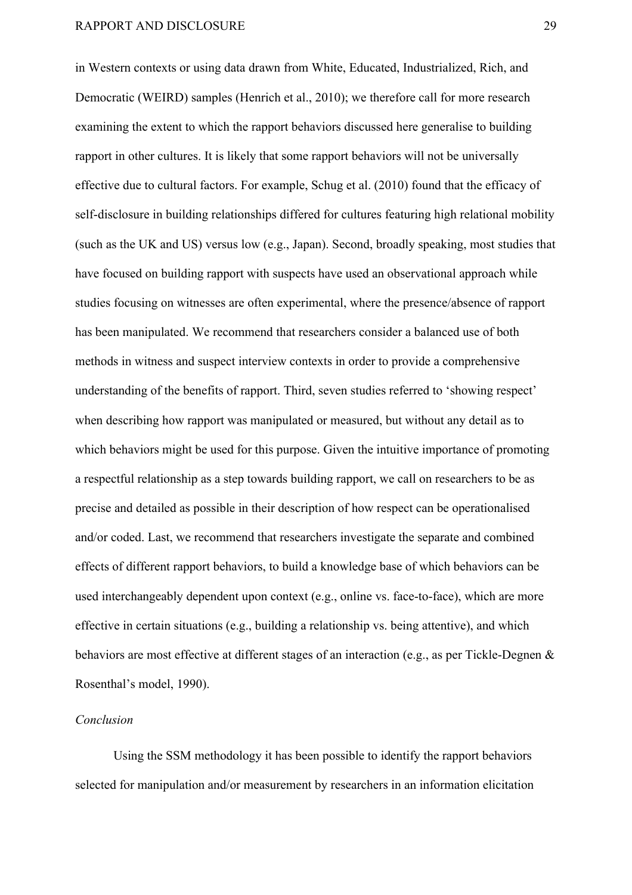in Western contexts or using data drawn from White, Educated, Industrialized, Rich, and Democratic (WEIRD) samples (Henrich et al., 2010); we therefore call for more research examining the extent to which the rapport behaviors discussed here generalise to building rapport in other cultures. It is likely that some rapport behaviors will not be universally effective due to cultural factors. For example, Schug et al. (2010) found that the efficacy of self-disclosure in building relationships differed for cultures featuring high relational mobility (such as the UK and US) versus low (e.g., Japan). Second, broadly speaking, most studies that have focused on building rapport with suspects have used an observational approach while studies focusing on witnesses are often experimental, where the presence/absence of rapport has been manipulated. We recommend that researchers consider a balanced use of both methods in witness and suspect interview contexts in order to provide a comprehensive understanding of the benefits of rapport. Third, seven studies referred to 'showing respect' when describing how rapport was manipulated or measured, but without any detail as to which behaviors might be used for this purpose. Given the intuitive importance of promoting a respectful relationship as a step towards building rapport, we call on researchers to be as precise and detailed as possible in their description of how respect can be operationalised and/or coded. Last, we recommend that researchers investigate the separate and combined effects of different rapport behaviors, to build a knowledge base of which behaviors can be used interchangeably dependent upon context (e.g., online vs. face-to-face), which are more effective in certain situations (e.g., building a relationship vs. being attentive), and which behaviors are most effective at different stages of an interaction (e.g., as per Tickle-Degnen & Rosenthal's model, 1990).

### *Conclusion*

Using the SSM methodology it has been possible to identify the rapport behaviors selected for manipulation and/or measurement by researchers in an information elicitation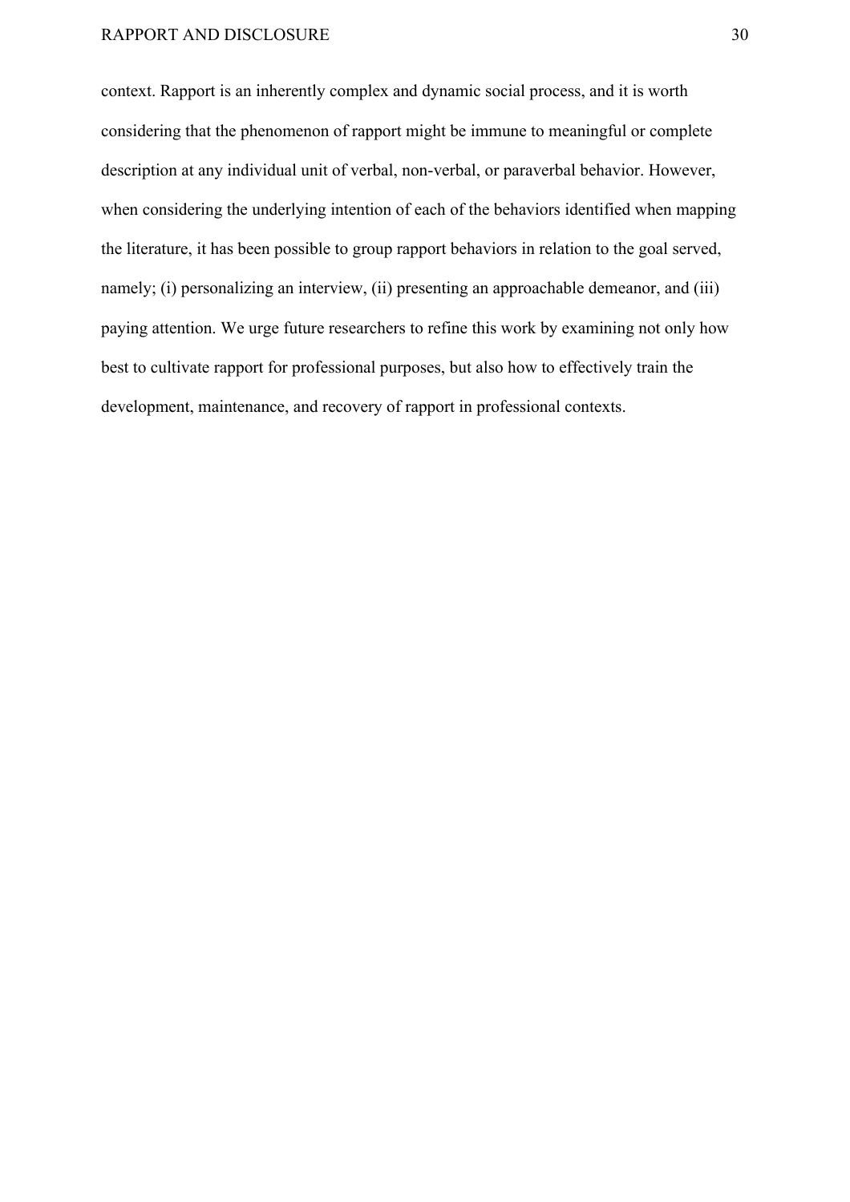context. Rapport is an inherently complex and dynamic social process, and it is worth considering that the phenomenon of rapport might be immune to meaningful or complete description at any individual unit of verbal, non-verbal, or paraverbal behavior. However, when considering the underlying intention of each of the behaviors identified when mapping the literature, it has been possible to group rapport behaviors in relation to the goal served, namely; (i) personalizing an interview, (ii) presenting an approachable demeanor, and (iii) paying attention. We urge future researchers to refine this work by examining not only how best to cultivate rapport for professional purposes, but also how to effectively train the development, maintenance, and recovery of rapport in professional contexts.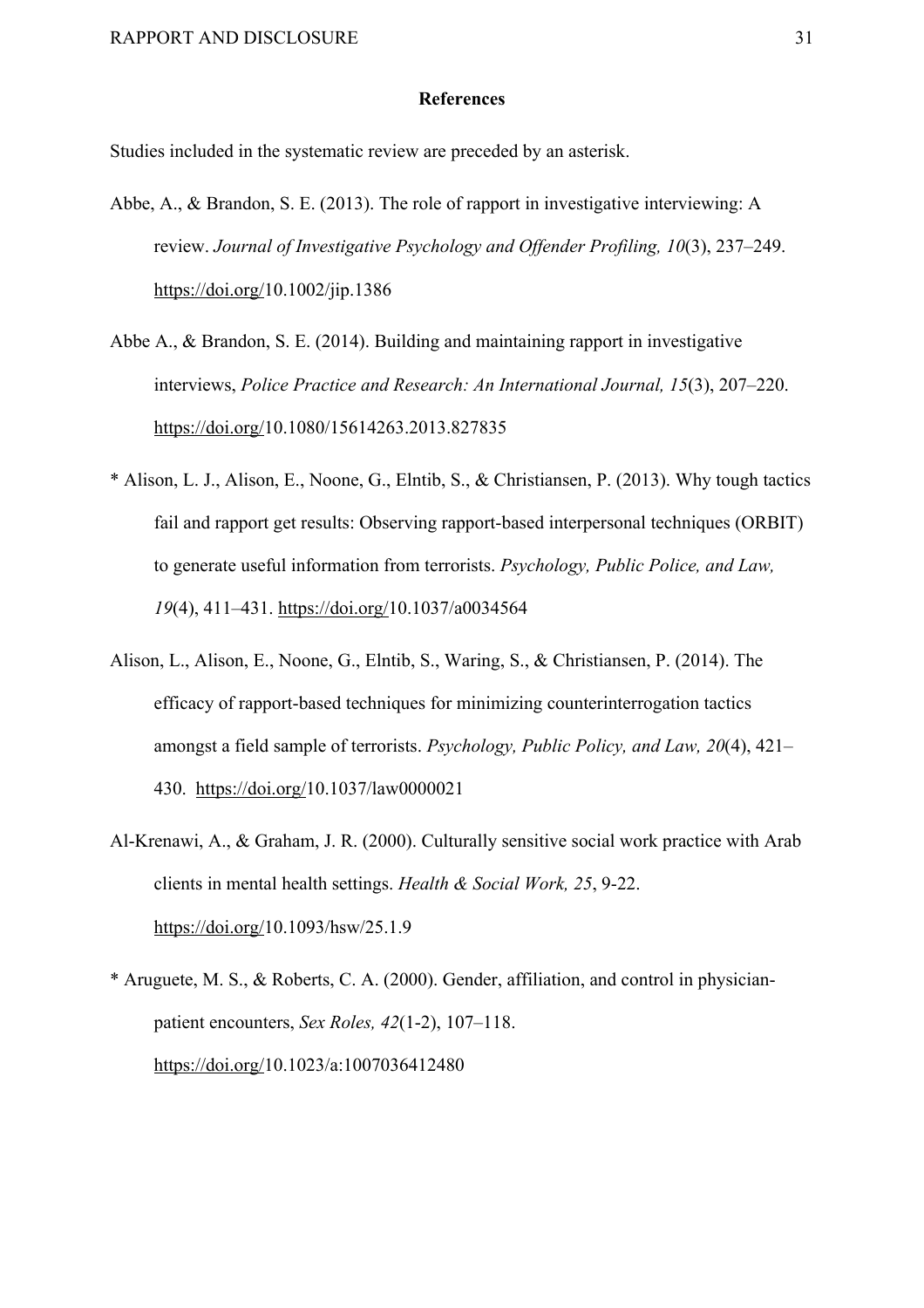## References

Studies included in the systematic review are preceded by an asterisk.

Abbe, A., & Brandon, S. E. (2013). The role of rapport in investigative interviewing: A review. *Journal of Investigative Psychology and Offender Profiling, 10*(3), 237–249. https://doi.org/10.1002/jip.1386

Abbe A., & Brandon, S. E. (2014). Building and maintaining rapport in investigative interviews, *Police Practice and Research: An International Journal, 15*(3), 207–220. https://doi.org/10.1080/15614263.2013.827835

* Alison, L. J., Alison, E., Noone, G., Elntib, S., & Christiansen, P. (2013). Why tough tactics fail and rapport get results: Observing rapport-based interpersonal techniques (ORBIT) to generate useful information from terrorists. *Psychology, Public Police, and Law, 19*(4), 411–431. https://doi.org/10.1037/a0034564

Alison, L., Alison, E., Noone, G., Elntib, S., Waring, S., & Christiansen, P. (2014). The efficacy of rapport-based techniques for minimizing counterinterrogation tactics amongst a field sample of terrorists. *Psychology, Public Policy, and Law, 20*(4), 421–430. https://doi.org/10.1037/law0000021

Al-Krenawi, A., & Graham, J. R. (2000). Culturally sensitive social work practice with Arab clients in mental health settings. *Health & Social Work, 25*, 9-22. https://doi.org/10.1093/hsw/25.1.9

* Aruguete, M. S., & Roberts, C. A. (2000). Gender, affiliation, and control in physician-patient encounters, *Sex Roles, 42*(1-2), 107–118. https://doi.org/10.1023/a:1007036412480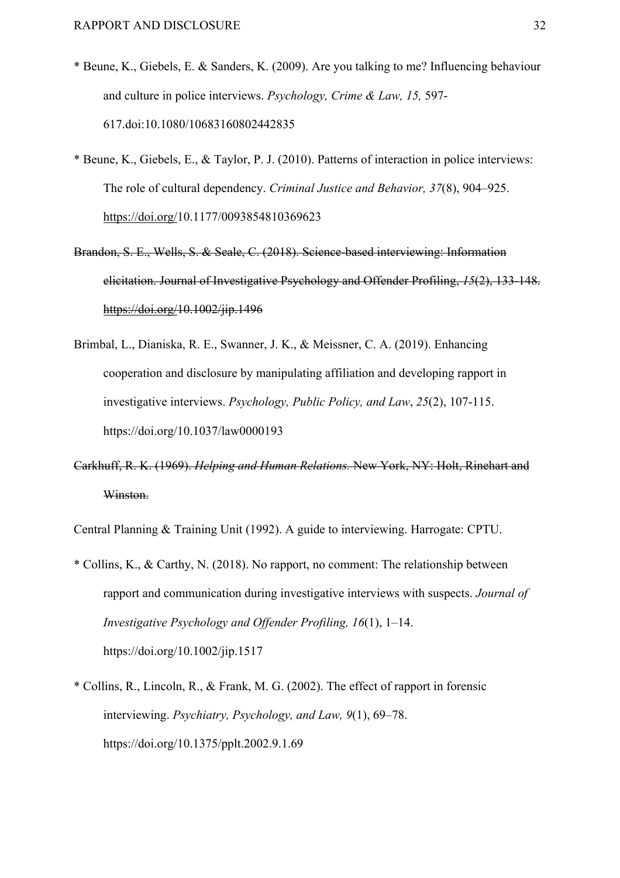* Beune, K., Giebels, E. & Sanders, K. (2009). Are you talking to me? Influencing behaviour and culture in police interviews. *Psychology, Crime & Law, 15,* 597-617.doi:10.1080/10683160802442835

* Beune, K., Giebels, E., & Taylor, P. J. (2010). Patterns of interaction in police interviews: The role of cultural dependency. *Criminal Justice and Behavior, 37*(8), 904–925. https://doi.org/10.1177/0093854810369623

~~Brandon, S. E., Wells, S. & Seale, C. (2018). Science-based interviewing: Information elicitation. Journal of Investigative Psychology and Offender Profiling, *15*(2), 133-148. https://doi.org/10.1002/jip.1496~~

Brimbal, L., Dianiska, R. E., Swanner, J. K., & Meissner, C. A. (2019). Enhancing cooperation and disclosure by manipulating affiliation and developing rapport in investigative interviews. *Psychology, Public Policy, and Law*, *25*(2), 107-115. https://doi.org/10.1037/law0000193

~~Carkhuff, R. K. (1969). *Helping and Human Relations.* New York, NY: Holt, Rinehart and Winston.~~

Central Planning & Training Unit (1992). A guide to interviewing. Harrogate: CPTU.

* Collins, K., & Carthy, N. (2018). No rapport, no comment: The relationship between rapport and communication during investigative interviews with suspects. *Journal of Investigative Psychology and Offender Profiling, 16*(1), 1–14. https://doi.org/10.1002/jip.1517

* Collins, R., Lincoln, R., & Frank, M. G. (2002). The effect of rapport in forensic interviewing. *Psychiatry, Psychology, and Law, 9*(1), 69–78. https://doi.org/10.1375/pplt.2002.9.1.69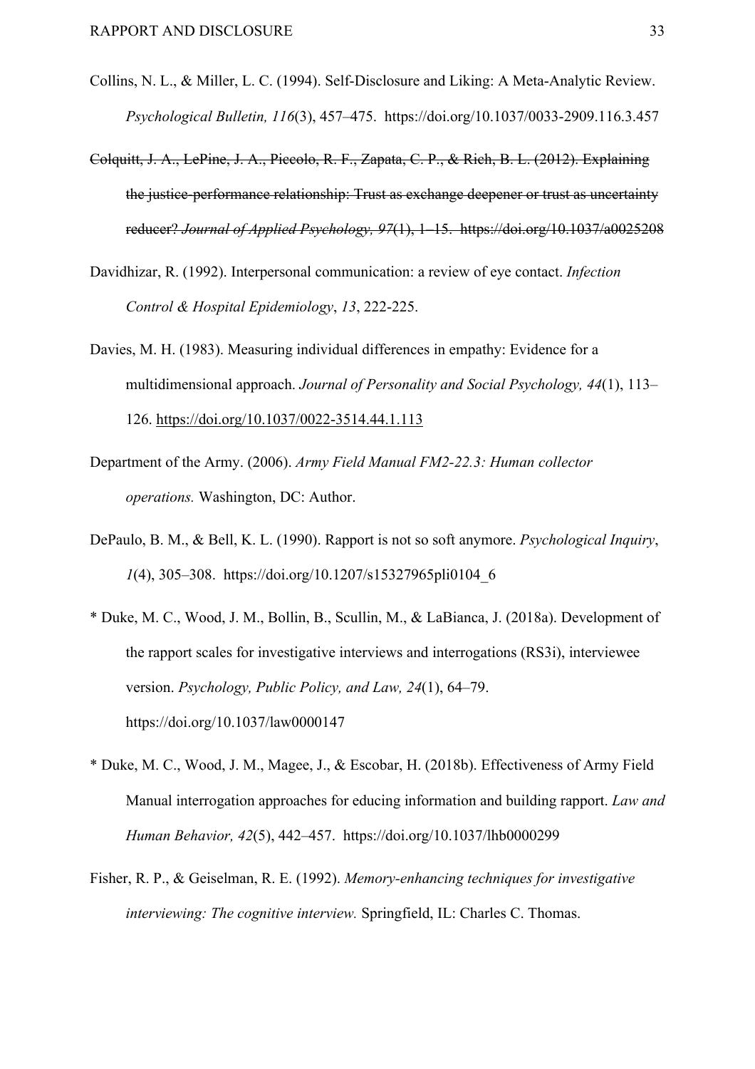Collins, N. L., & Miller, L. C. (1994). Self-Disclosure and Liking: A Meta-Analytic Review. *Psychological Bulletin, 116*(3), 457–475. https://doi.org/10.1037/0033-2909.116.3.457

~~Colquitt, J. A., LePine, J. A., Piccolo, R. F., Zapata, C. P., & Rich, B. L. (2012). Explaining the justice-performance relationship: Trust as exchange deepener or trust as uncertainty reducer? *Journal of Applied Psychology, 97*(1), 1–15. https://doi.org/10.1037/a0025208~~

Davidhizar, R. (1992). Interpersonal communication: a review of eye contact. *Infection Control & Hospital Epidemiology*, *13*, 222-225.

Davies, M. H. (1983). Measuring individual differences in empathy: Evidence for a multidimensional approach. *Journal of Personality and Social Psychology, 44*(1), 113–126. https://doi.org/10.1037/0022-3514.44.1.113

Department of the Army. (2006). *Army Field Manual FM2-22.3: Human collector operations.* Washington, DC: Author.

DePaulo, B. M., & Bell, K. L. (1990). Rapport is not so soft anymore. *Psychological Inquiry*, *1*(4), 305–308. https://doi.org/10.1207/s15327965pli0104_6

* Duke, M. C., Wood, J. M., Bollin, B., Scullin, M., & LaBianca, J. (2018a). Development of the rapport scales for investigative interviews and interrogations (RS3i), interviewee version. *Psychology, Public Policy, and Law, 24*(1), 64–79. https://doi.org/10.1037/law0000147

* Duke, M. C., Wood, J. M., Magee, J., & Escobar, H. (2018b). Effectiveness of Army Field Manual interrogation approaches for educing information and building rapport. *Law and Human Behavior, 42*(5), 442–457. https://doi.org/10.1037/lhb0000299

Fisher, R. P., & Geiselman, R. E. (1992). *Memory-enhancing techniques for investigative interviewing: The cognitive interview.* Springfield, IL: Charles C. Thomas.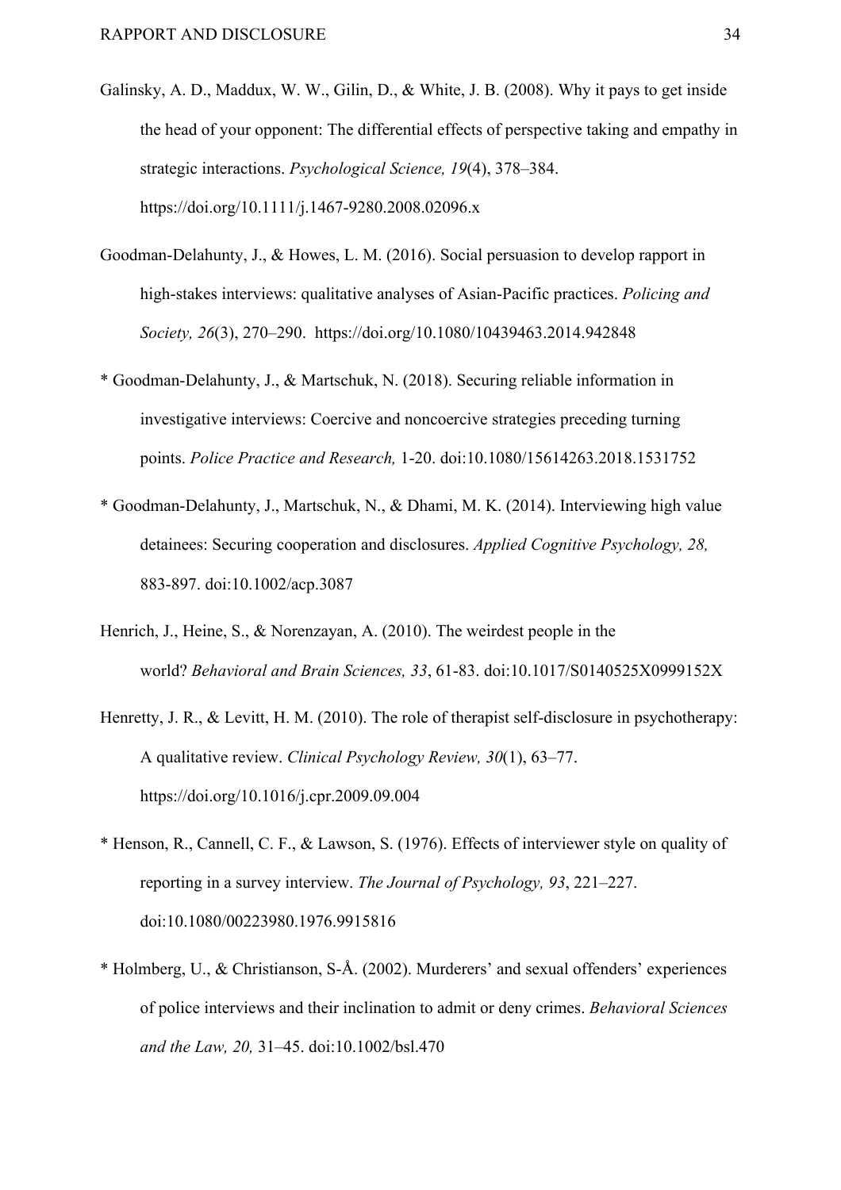Galinsky, A. D., Maddux, W. W., Gilin, D., & White, J. B. (2008). Why it pays to get inside the head of your opponent: The differential effects of perspective taking and empathy in strategic interactions. *Psychological Science, 19*(4), 378–384. https://doi.org/10.1111/j.1467-9280.2008.02096.x

Goodman-Delahunty, J., & Howes, L. M. (2016). Social persuasion to develop rapport in high-stakes interviews: qualitative analyses of Asian-Pacific practices. *Policing and Society, 26*(3), 270–290. https://doi.org/10.1080/10439463.2014.942848

\* Goodman-Delahunty, J., & Martschuk, N. (2018). Securing reliable information in investigative interviews: Coercive and noncoercive strategies preceding turning points. *Police Practice and Research,* 1-20. doi:10.1080/15614263.2018.1531752

\* Goodman-Delahunty, J., Martschuk, N., & Dhami, M. K. (2014). Interviewing high value detainees: Securing cooperation and disclosures. *Applied Cognitive Psychology, 28,* 883-897. doi:10.1002/acp.3087

Henrich, J., Heine, S., & Norenzayan, A. (2010). The weirdest people in the world? *Behavioral and Brain Sciences, 33*, 61-83. doi:10.1017/S0140525X0999152X

Henretty, J. R., & Levitt, H. M. (2010). The role of therapist self-disclosure in psychotherapy: A qualitative review. *Clinical Psychology Review, 30*(1), 63–77. https://doi.org/10.1016/j.cpr.2009.09.004

\* Henson, R., Cannell, C. F., & Lawson, S. (1976). Effects of interviewer style on quality of reporting in a survey interview. *The Journal of Psychology, 93*, 221–227. doi:10.1080/00223980.1976.9915816

\* Holmberg, U., & Christianson, S-Å. (2002). Murderers' and sexual offenders' experiences of police interviews and their inclination to admit or deny crimes. *Behavioral Sciences and the Law, 20,* 31–45. doi:10.1002/bsl.470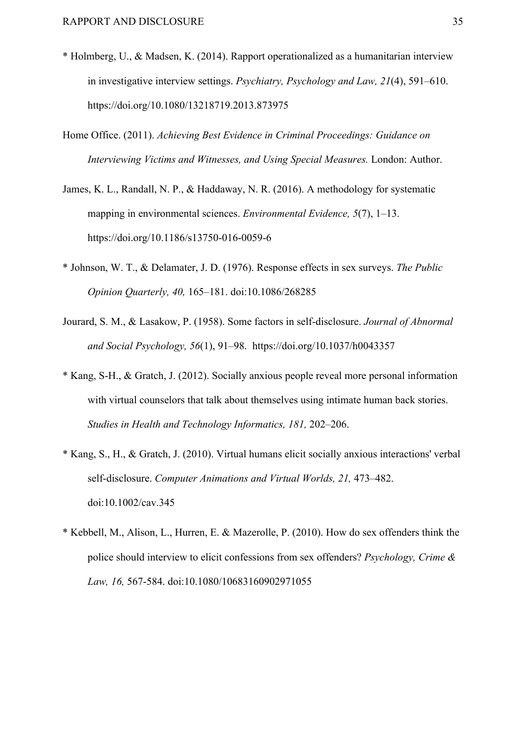* Holmberg, U., & Madsen, K. (2014). Rapport operationalized as a humanitarian interview in investigative interview settings. *Psychiatry, Psychology and Law, 21*(4), 591–610. https://doi.org/10.1080/13218719.2013.873975

Home Office. (2011). *Achieving Best Evidence in Criminal Proceedings: Guidance on Interviewing Victims and Witnesses, and Using Special Measures.* London: Author.

James, K. L., Randall, N. P., & Haddaway, N. R. (2016). A methodology for systematic mapping in environmental sciences. *Environmental Evidence, 5*(7), 1–13. https://doi.org/10.1186/s13750-016-0059-6

* Johnson, W. T., & Delamater, J. D. (1976). Response effects in sex surveys. *The Public Opinion Quarterly, 40,* 165–181. doi:10.1086/268285

Jourard, S. M., & Lasakow, P. (1958). Some factors in self-disclosure. *Journal of Abnormal and Social Psychology, 56*(1), 91–98. https://doi.org/10.1037/h0043357

* Kang, S-H., & Gratch, J. (2012). Socially anxious people reveal more personal information with virtual counselors that talk about themselves using intimate human back stories. *Studies in Health and Technology Informatics, 181,* 202–206.

* Kang, S., H., & Gratch, J. (2010). Virtual humans elicit socially anxious interactions' verbal self-disclosure. *Computer Animations and Virtual Worlds, 21,* 473–482. doi:10.1002/cav.345

* Kebbell, M., Alison, L., Hurren, E. & Mazerolle, P. (2010). How do sex offenders think the police should interview to elicit confessions from sex offenders? *Psychology, Crime & Law, 16,* 567-584. doi:10.1080/10683160902971055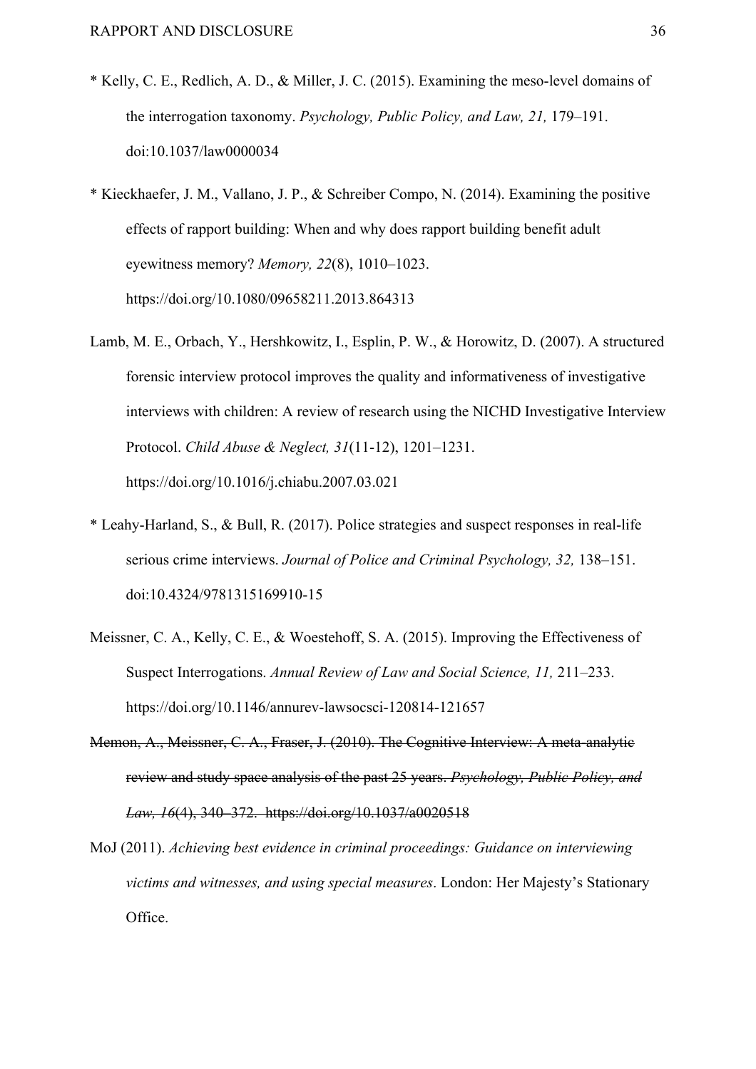* Kelly, C. E., Redlich, A. D., & Miller, J. C. (2015). Examining the meso-level domains of the interrogation taxonomy. *Psychology, Public Policy, and Law, 21,* 179–191. doi:10.1037/law0000034

* Kieckhaefer, J. M., Vallano, J. P., & Schreiber Compo, N. (2014). Examining the positive effects of rapport building: When and why does rapport building benefit adult eyewitness memory? *Memory, 22*(8), 1010–1023. https://doi.org/10.1080/09658211.2013.864313

Lamb, M. E., Orbach, Y., Hershkowitz, I., Esplin, P. W., & Horowitz, D. (2007). A structured forensic interview protocol improves the quality and informativeness of investigative interviews with children: A review of research using the NICHD Investigative Interview Protocol. *Child Abuse & Neglect, 31*(11-12), 1201–1231. https://doi.org/10.1016/j.chiabu.2007.03.021

* Leahy-Harland, S., & Bull, R. (2017). Police strategies and suspect responses in real-life serious crime interviews. *Journal of Police and Criminal Psychology, 32,* 138–151. doi:10.4324/9781315169910-15

Meissner, C. A., Kelly, C. E., & Woestehoff, S. A. (2015). Improving the Effectiveness of Suspect Interrogations. *Annual Review of Law and Social Science, 11,* 211–233. https://doi.org/10.1146/annurev-lawsocsci-120814-121657

~~Memon, A., Meissner, C. A., Fraser, J. (2010). The Cognitive Interview: A meta-analytic review and study space analysis of the past 25 years. *Psychology, Public Policy, and Law, 16*(4), 340–372. https://doi.org/10.1037/a0020518~~

MoJ (2011). *Achieving best evidence in criminal proceedings: Guidance on interviewing victims and witnesses, and using special measures*. London: Her Majesty's Stationary Office.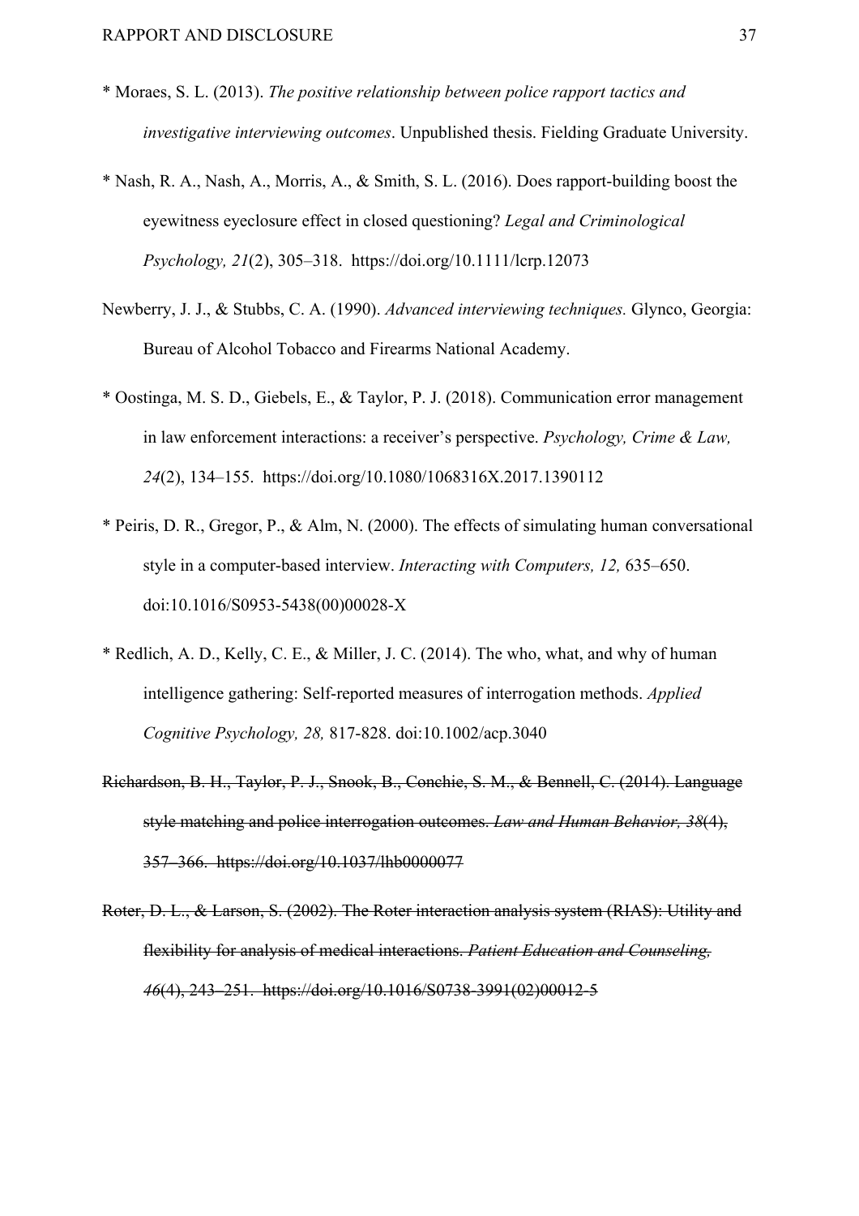* Moraes, S. L. (2013). *The positive relationship between police rapport tactics and investigative interviewing outcomes*. Unpublished thesis. Fielding Graduate University.

* Nash, R. A., Nash, A., Morris, A., & Smith, S. L. (2016). Does rapport-building boost the eyewitness eyeclosure effect in closed questioning? *Legal and Criminological Psychology, 21*(2), 305–318. https://doi.org/10.1111/lcrp.12073

Newberry, J. J., & Stubbs, C. A. (1990). *Advanced interviewing techniques.* Glynco, Georgia: Bureau of Alcohol Tobacco and Firearms National Academy.

* Oostinga, M. S. D., Giebels, E., & Taylor, P. J. (2018). Communication error management in law enforcement interactions: a receiver's perspective. *Psychology, Crime & Law, 24*(2), 134–155. https://doi.org/10.1080/1068316X.2017.1390112

* Peiris, D. R., Gregor, P., & Alm, N. (2000). The effects of simulating human conversational style in a computer-based interview. *Interacting with Computers, 12,* 635–650. doi:10.1016/S0953-5438(00)00028-X

* Redlich, A. D., Kelly, C. E., & Miller, J. C. (2014). The who, what, and why of human intelligence gathering: Self-reported measures of interrogation methods. *Applied Cognitive Psychology, 28,* 817-828. doi:10.1002/acp.3040

~~Richardson, B. H., Taylor, P. J., Snook, B., Conchie, S. M., & Bennell, C. (2014). Language style matching and police interrogation outcomes. *Law and Human Behavior, 38*(4), 357–366. https://doi.org/10.1037/lhb0000077~~

~~Roter, D. L., & Larson, S. (2002). The Roter interaction analysis system (RIAS): Utility and flexibility for analysis of medical interactions. *Patient Education and Counseling, 46*(4), 243–251. https://doi.org/10.1016/S0738-3991(02)00012-5~~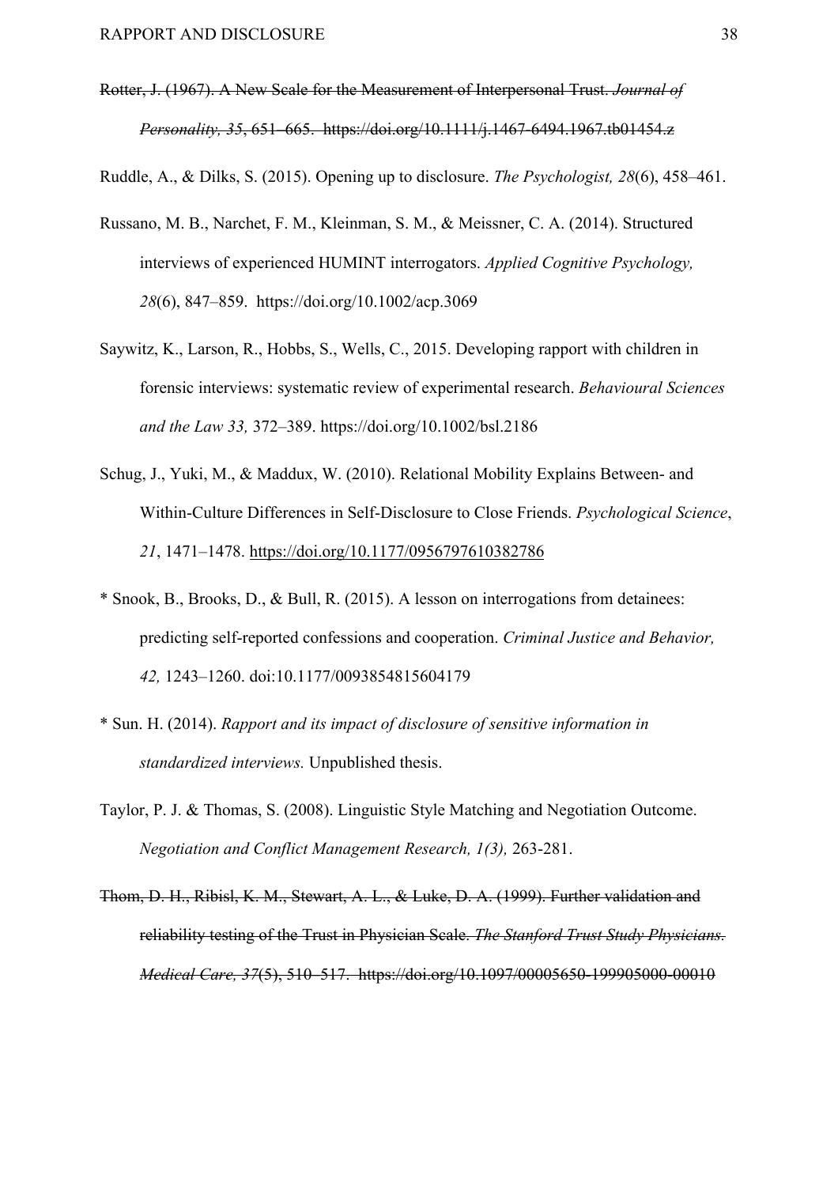~~Rotter, J. (1967). A New Scale for the Measurement of Interpersonal Trust. *Journal of Personality, 35*, 651–665. https://doi.org/10.1111/j.1467-6494.1967.tb01454.z~~

Ruddle, A., & Dilks, S. (2015). Opening up to disclosure. *The Psychologist, 28*(6), 458–461.

Russano, M. B., Narchet, F. M., Kleinman, S. M., & Meissner, C. A. (2014). Structured interviews of experienced HUMINT interrogators. *Applied Cognitive Psychology, 28*(6), 847–859. https://doi.org/10.1002/acp.3069

Saywitz, K., Larson, R., Hobbs, S., Wells, C., 2015. Developing rapport with children in forensic interviews: systematic review of experimental research. *Behavioural Sciences and the Law 33,* 372–389. https://doi.org/10.1002/bsl.2186

Schug, J., Yuki, M., & Maddux, W. (2010). Relational Mobility Explains Between- and Within-Culture Differences in Self-Disclosure to Close Friends. *Psychological Science*, *21*, 1471–1478. https://doi.org/10.1177/0956797610382786

* Snook, B., Brooks, D., & Bull, R. (2015). A lesson on interrogations from detainees: predicting self-reported confessions and cooperation. *Criminal Justice and Behavior, 42,* 1243–1260. doi:10.1177/0093854815604179

* Sun. H. (2014). *Rapport and its impact of disclosure of sensitive information in standardized interviews.* Unpublished thesis.

Taylor, P. J. & Thomas, S. (2008). Linguistic Style Matching and Negotiation Outcome. *Negotiation and Conflict Management Research, 1(3),* 263-281.

~~Thom, D. H., Ribisl, K. M., Stewart, A. L., & Luke, D. A. (1999). Further validation and reliability testing of the Trust in Physician Scale. *The Stanford Trust Study Physicians. Medical Care, 37*(5), 510–517. https://doi.org/10.1097/00005650-199905000-00010~~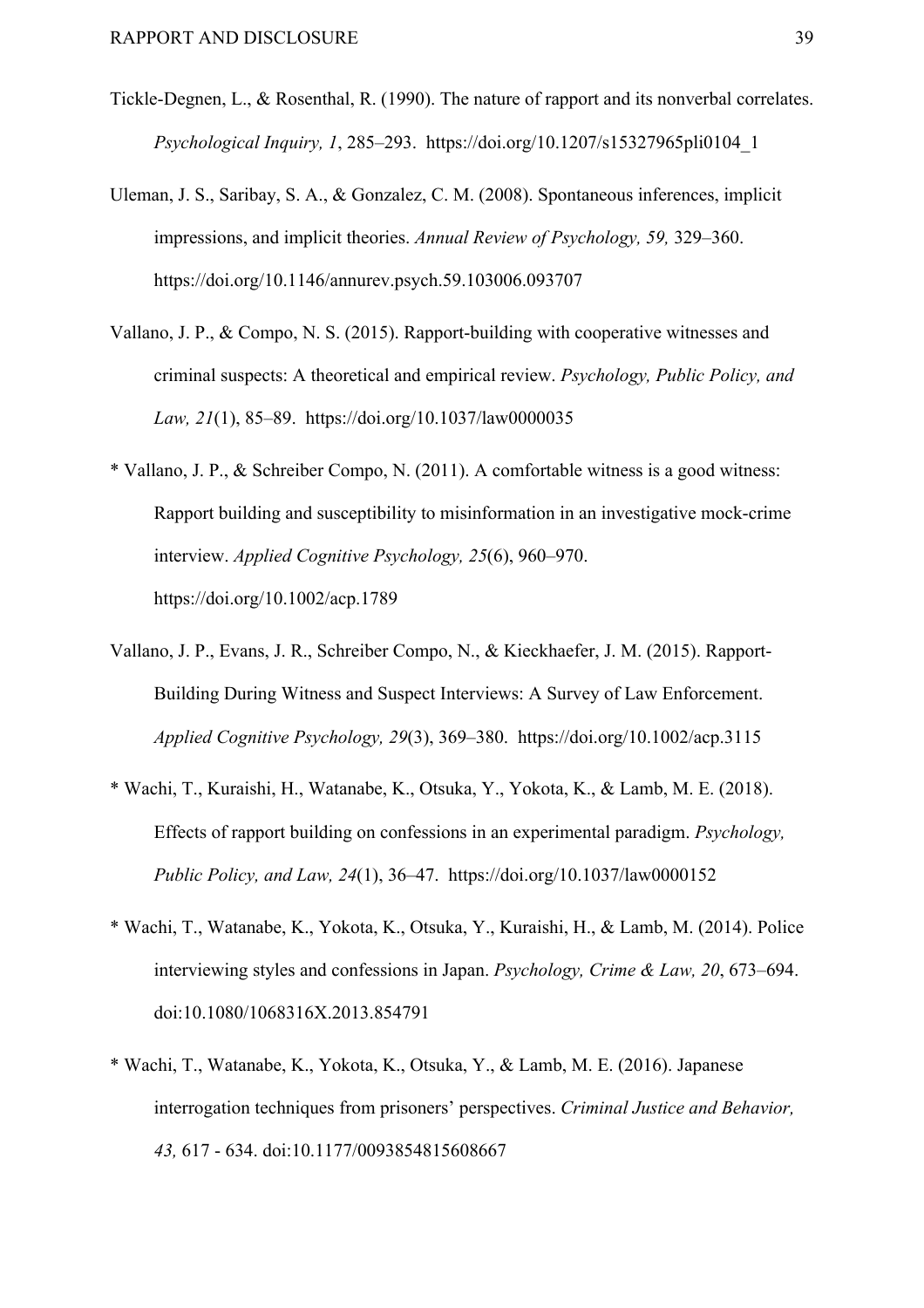Tickle-Degnen, L., & Rosenthal, R. (1990). The nature of rapport and its nonverbal correlates. *Psychological Inquiry, 1*, 285–293. https://doi.org/10.1207/s15327965pli0104_1

Uleman, J. S., Saribay, S. A., & Gonzalez, C. M. (2008). Spontaneous inferences, implicit impressions, and implicit theories. *Annual Review of Psychology, 59,* 329–360. https://doi.org/10.1146/annurev.psych.59.103006.093707

Vallano, J. P., & Compo, N. S. (2015). Rapport-building with cooperative witnesses and criminal suspects: A theoretical and empirical review. *Psychology, Public Policy, and Law, 21*(1), 85–89. https://doi.org/10.1037/law0000035

* Vallano, J. P., & Schreiber Compo, N. (2011). A comfortable witness is a good witness: Rapport building and susceptibility to misinformation in an investigative mock-crime interview. *Applied Cognitive Psychology, 25*(6), 960–970. https://doi.org/10.1002/acp.1789

Vallano, J. P., Evans, J. R., Schreiber Compo, N., & Kieckhaefer, J. M. (2015). Rapport-Building During Witness and Suspect Interviews: A Survey of Law Enforcement. *Applied Cognitive Psychology, 29*(3), 369–380. https://doi.org/10.1002/acp.3115

* Wachi, T., Kuraishi, H., Watanabe, K., Otsuka, Y., Yokota, K., & Lamb, M. E. (2018). Effects of rapport building on confessions in an experimental paradigm. *Psychology, Public Policy, and Law, 24*(1), 36–47. https://doi.org/10.1037/law0000152

* Wachi, T., Watanabe, K., Yokota, K., Otsuka, Y., Kuraishi, H., & Lamb, M. (2014). Police interviewing styles and confessions in Japan. *Psychology, Crime & Law, 20*, 673–694. doi:10.1080/1068316X.2013.854791

* Wachi, T., Watanabe, K., Yokota, K., Otsuka, Y., & Lamb, M. E. (2016). Japanese interrogation techniques from prisoners' perspectives. *Criminal Justice and Behavior, 43,* 617 - 634. doi:10.1177/0093854815608667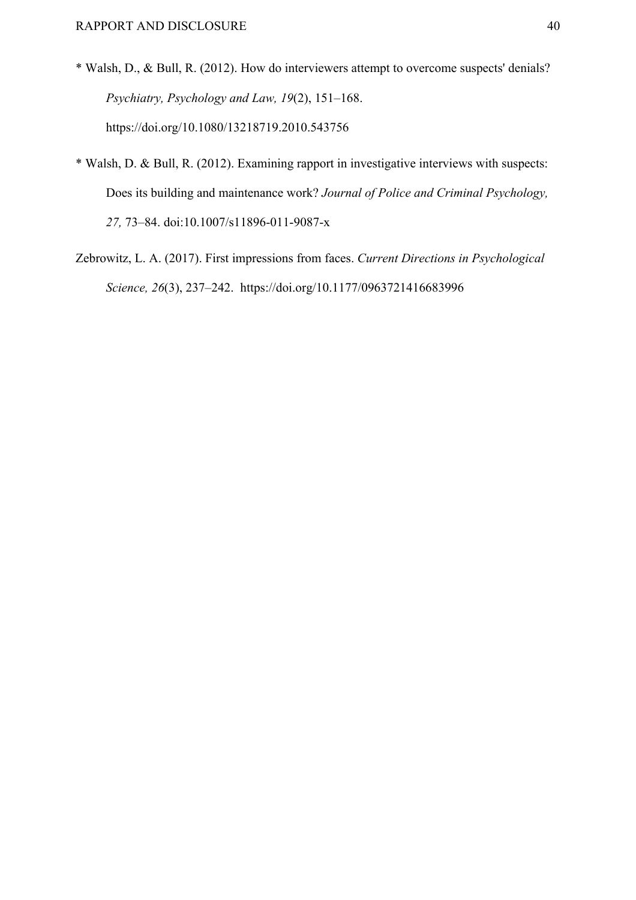* Walsh, D., & Bull, R. (2012). How do interviewers attempt to overcome suspects' denials? *Psychiatry, Psychology and Law, 19*(2), 151–168. https://doi.org/10.1080/13218719.2010.543756

* Walsh, D. & Bull, R. (2012). Examining rapport in investigative interviews with suspects: Does its building and maintenance work? *Journal of Police and Criminal Psychology, 27,* 73–84. doi:10.1007/s11896-011-9087-x

Zebrowitz, L. A. (2017). First impressions from faces. *Current Directions in Psychological Science, 26*(3), 237–242. https://doi.org/10.1177/0963721416683996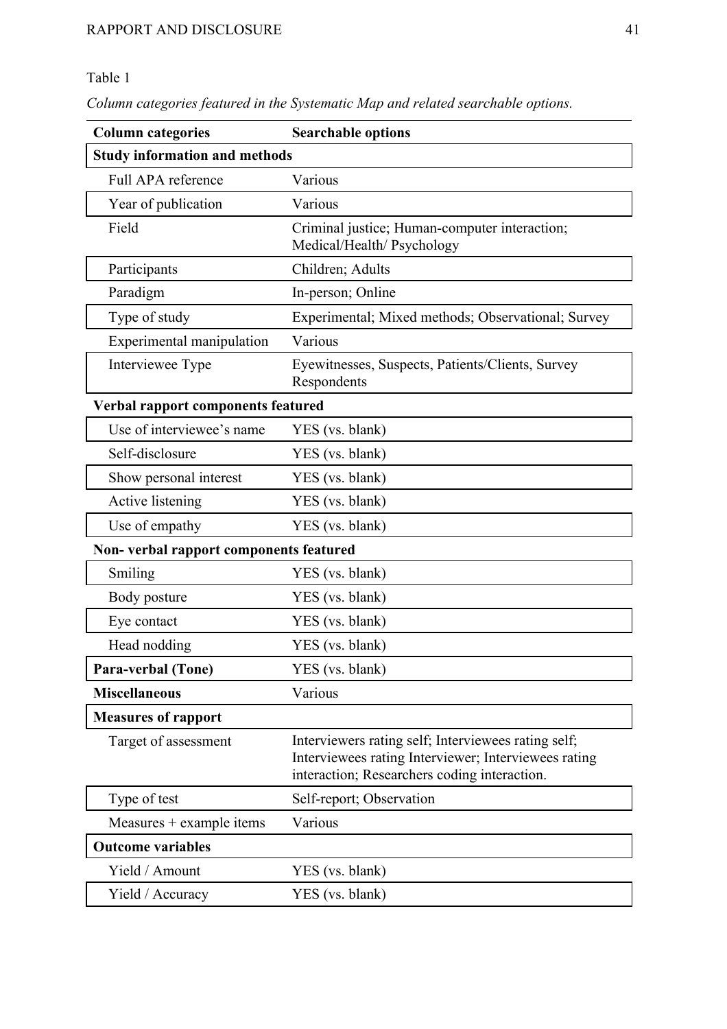Table 1

*Column categories featured in the Systematic Map and related searchable options.*

| Column categories | Searchable options |
|---|---|
| **Study information and methods** | |
| Full APA reference | Various |
| Year of publication | Various |
| Field | Criminal justice; Human-computer interaction; Medical/Health/ Psychology |
| Participants | Children; Adults |
| Paradigm | In-person; Online |
| Type of study | Experimental; Mixed methods; Observational; Survey |
| Experimental manipulation | Various |
| Interviewee Type | Eyewitnesses, Suspects, Patients/Clients, Survey Respondents |
| **Verbal rapport components featured** | |
| Use of interviewee's name | YES (vs. blank) |
| Self-disclosure | YES (vs. blank) |
| Show personal interest | YES (vs. blank) |
| Active listening | YES (vs. blank) |
| Use of empathy | YES (vs. blank) |
| **Non- verbal rapport components featured** | |
| Smiling | YES (vs. blank) |
| Body posture | YES (vs. blank) |
| Eye contact | YES (vs. blank) |
| Head nodding | YES (vs. blank) |
| **Para-verbal (Tone)** | YES (vs. blank) |
| **Miscellaneous** | Various |
| **Measures of rapport** | |
| Target of assessment | Interviewers rating self; Interviewees rating self; Interviewees rating Interviewer; Interviewees rating interaction; Researchers coding interaction. |
| Type of test | Self-report; Observation |
| Measures + example items | Various |
| **Outcome variables** | |
| Yield / Amount | YES (vs. blank) |
| Yield / Accuracy | YES (vs. blank) |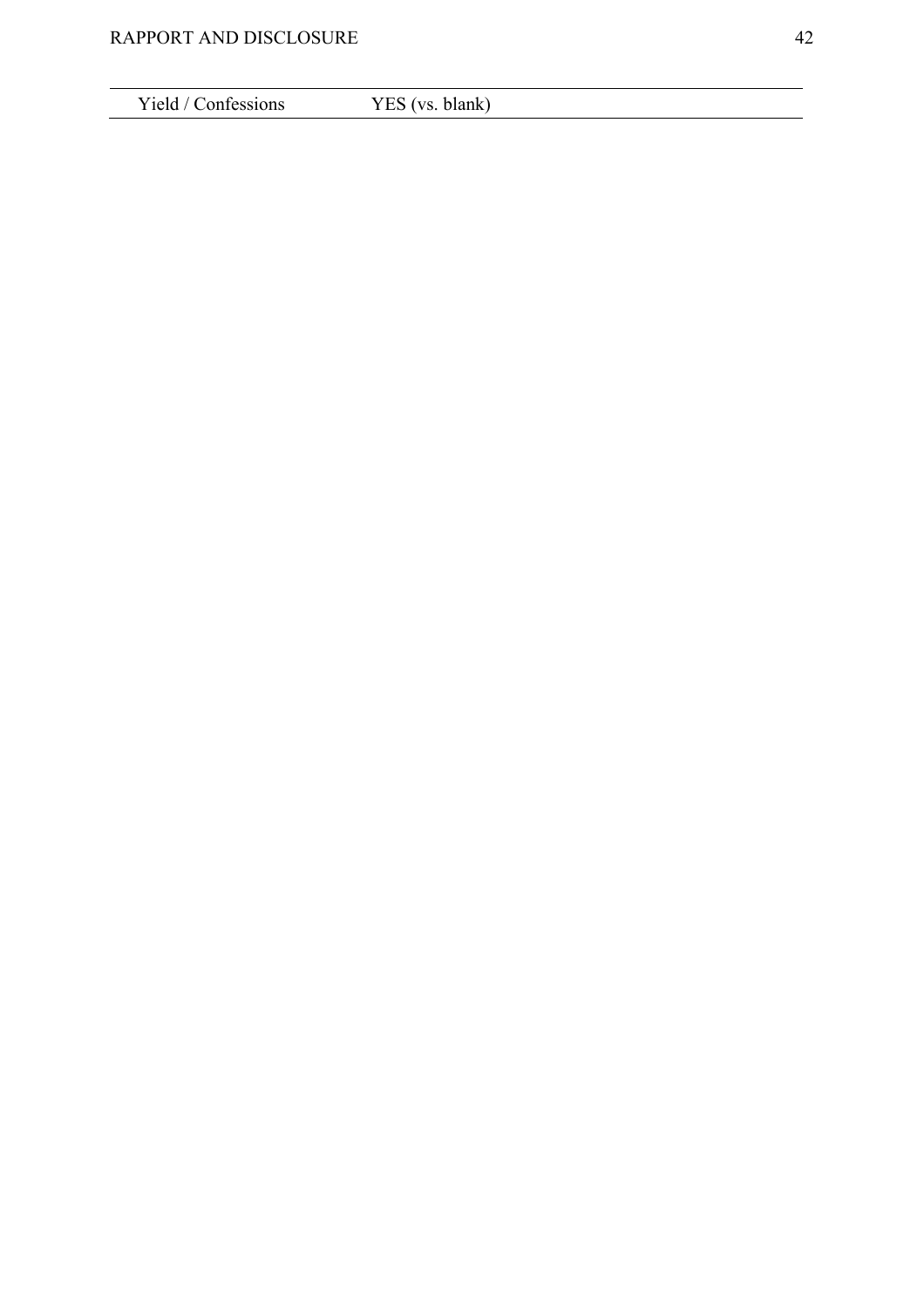| Yield / Confessions | YES (vs. blank) |
|---|---|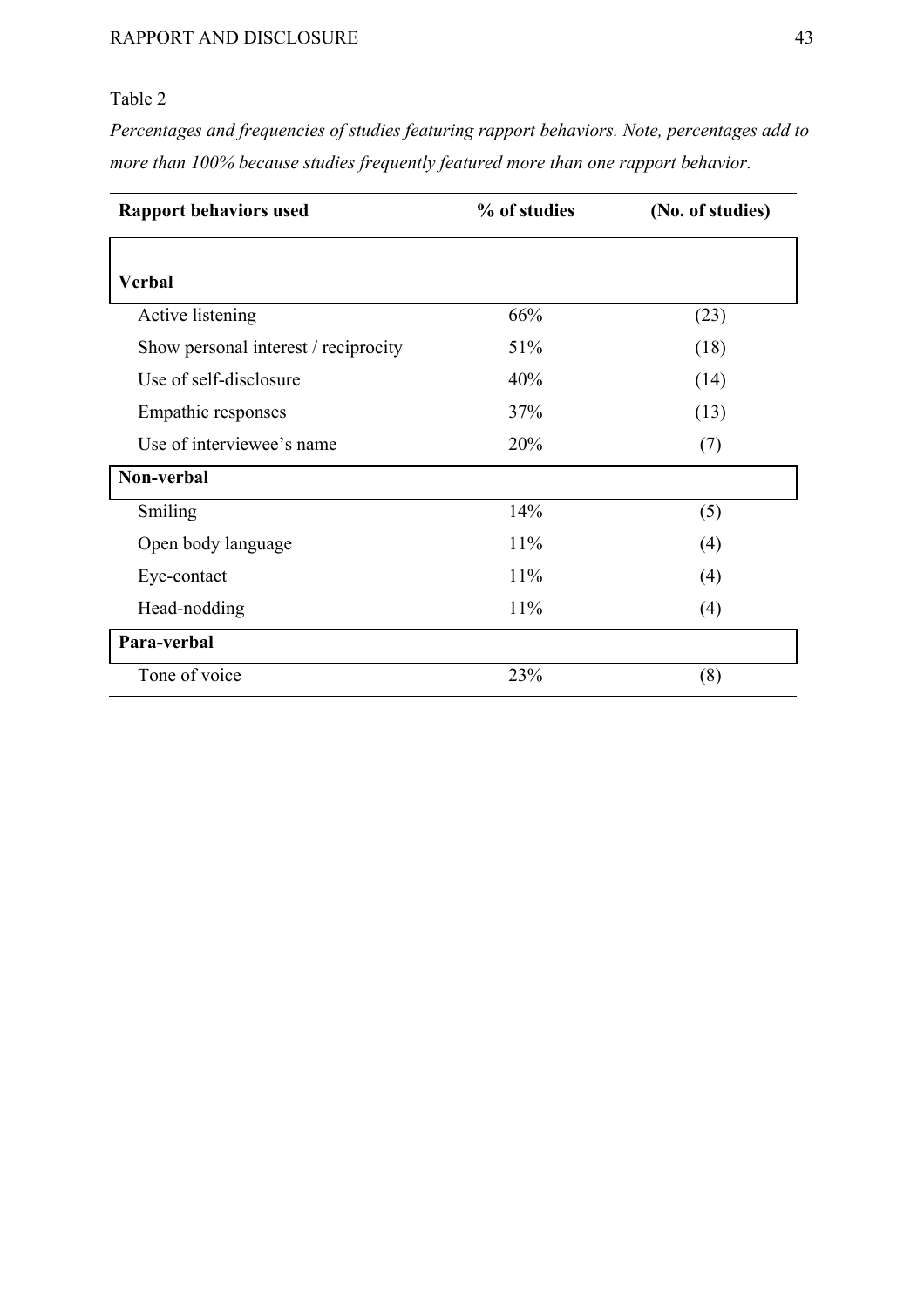Table 2

*Percentages and frequencies of studies featuring rapport behaviors. Note, percentages add to more than 100% because studies frequently featured more than one rapport behavior.*

| Rapport behaviors used | % of studies | (No. of studies) |
|---|---|---|
| **Verbal** | | |
| Active listening | 66% | (23) |
| Show personal interest / reciprocity | 51% | (18) |
| Use of self-disclosure | 40% | (14) |
| Empathic responses | 37% | (13) |
| Use of interviewee's name | 20% | (7) |
| **Non-verbal** | | |
| Smiling | 14% | (5) |
| Open body language | 11% | (4) |
| Eye-contact | 11% | (4) |
| Head-nodding | 11% | (4) |
| **Para-verbal** | | |
| Tone of voice | 23% | (8) |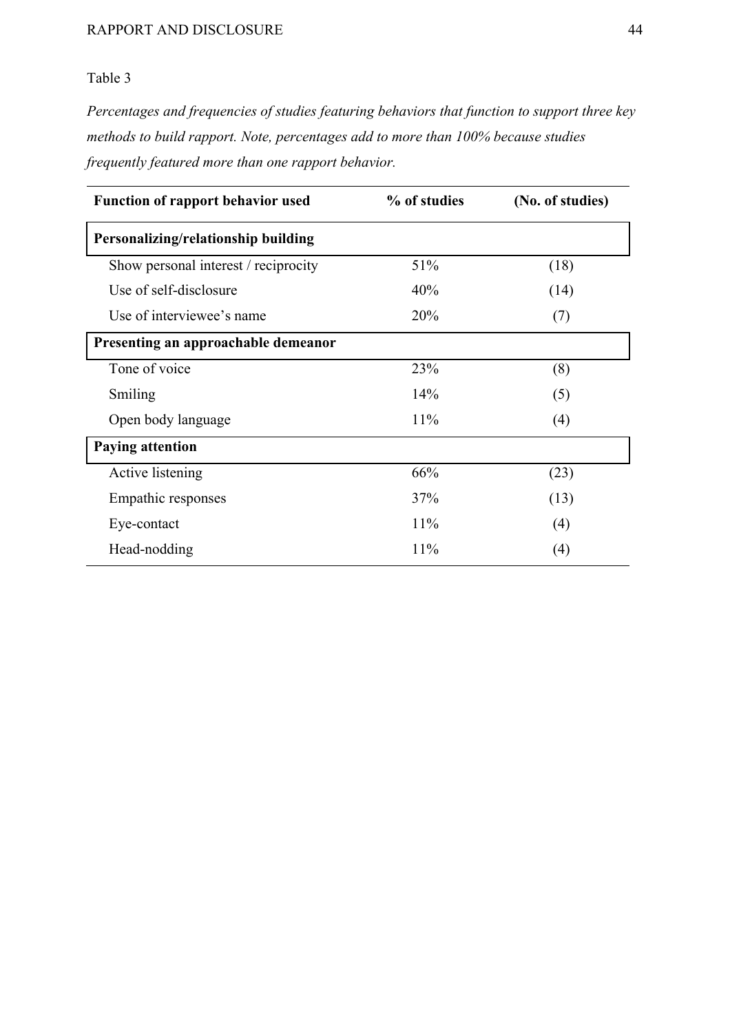Table 3

*Percentages and frequencies of studies featuring behaviors that function to support three key methods to build rapport. Note, percentages add to more than 100% because studies frequently featured more than one rapport behavior.*

| **Function of rapport behavior used** | **% of studies** | **(No. of studies)** |
|---|---|---|
| **Personalizing/relationship building** | | |
| Show personal interest / reciprocity | 51% | (18) |
| Use of self-disclosure | 40% | (14) |
| Use of interviewee's name | 20% | (7) |
| **Presenting an approachable demeanor** | | |
| Tone of voice | 23% | (8) |
| Smiling | 14% | (5) |
| Open body language | 11% | (4) |
| **Paying attention** | | |
| Active listening | 66% | (23) |
| Empathic responses | 37% | (13) |
| Eye-contact | 11% | (4) |
| Head-nodding | 11% | (4) |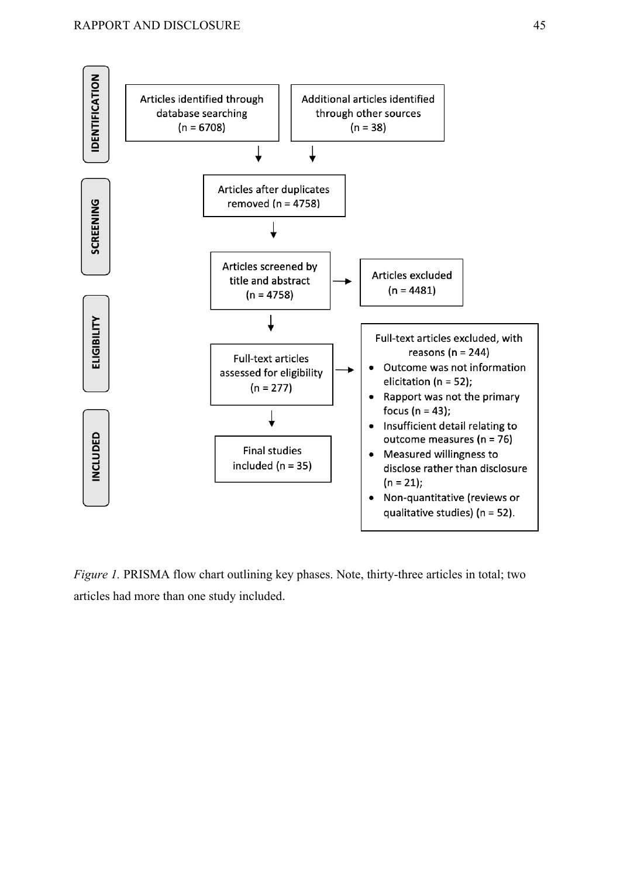IDENTIFICATION

SCREENING

ELIGIBILITY

INCLUDED

Articles identified through database searching (n = 6708)

Additional articles identified through other sources (n = 38)

Articles after duplicates removed (n = 4758)

Articles screened by title and abstract (n = 4758)

Articles excluded (n = 4481)

Full-text articles assessed for eligibility (n = 277)

Full-text articles excluded, with reasons (n = 244)

- Outcome was not information elicitation (n = 52);
- Rapport was not the primary focus (n = 43);
- Insufficient detail relating to outcome measures (n = 76)
- Measured willingness to disclose rather than disclosure (n = 21);
- Non-quantitative (reviews or qualitative studies) (n = 52).

Final studies included (n = 35)

*Figure 1.* PRISMA flow chart outlining key phases. Note, thirty-three articles in total; two articles had more than one study included.